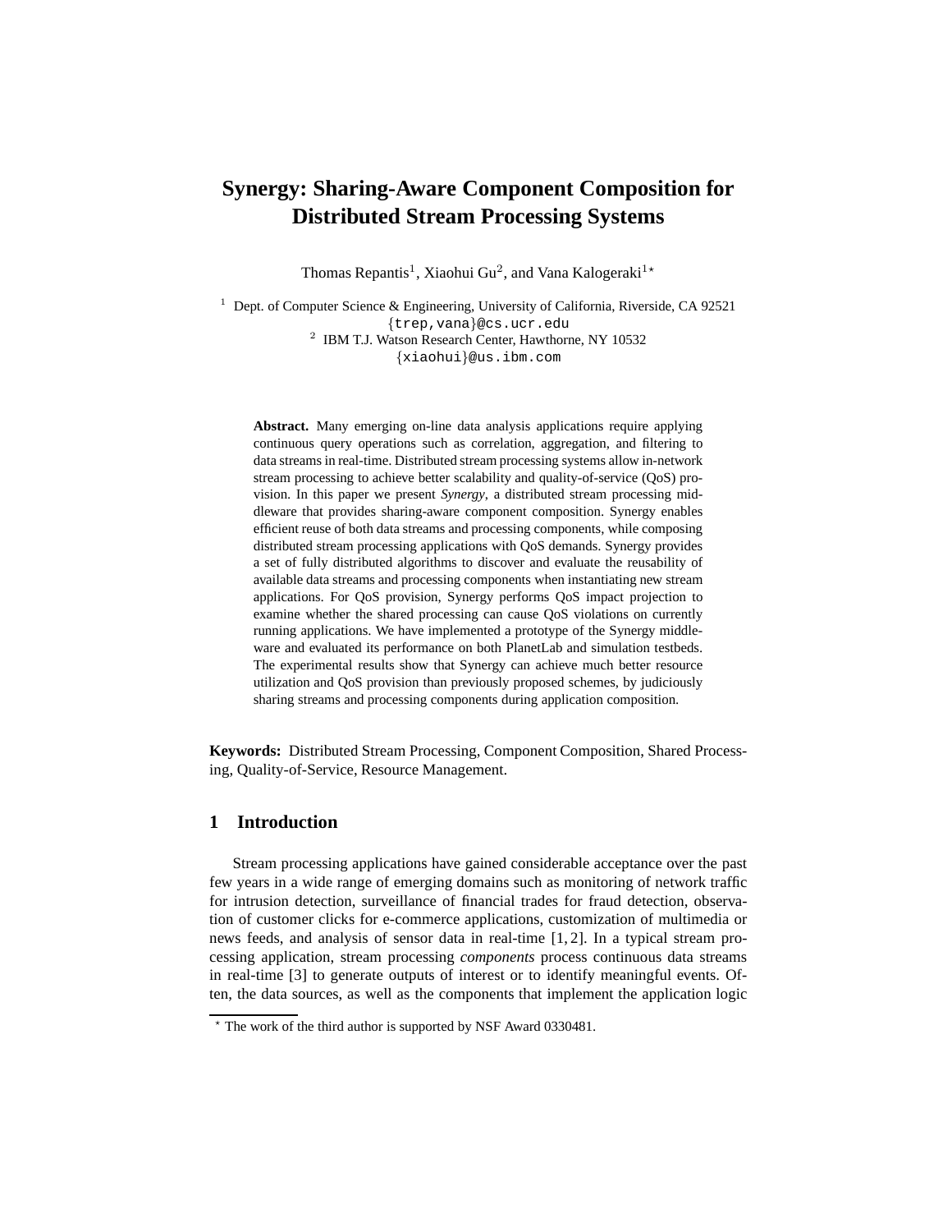# Synergy: Sharing-Aware Component Composition for Distributed Stream Processing Systems

Thomas Repantis[1], Xiaohui Gu[2], and Vana Kalogeraki[1*]

[1] Dept. of Computer Science & Engineering, University of California, Riverside, CA 92521
{trep,vana}@cs.ucr.edu
[2] IBM T.J. Watson Research Center, Hawthorne, NY 10532
{xiaohui}@us.ibm.com

**Abstract.** Many emerging on-line data analysis applications require applying continuous query operations such as correlation, aggregation, and filtering to data streams in real-time. Distributed stream processing systems allow in-network stream processing to achieve better scalability and quality-of-service (QoS) provision. In this paper we present *Synergy*, a distributed stream processing middleware that provides sharing-aware component composition. Synergy enables efficient reuse of both data streams and processing components, while composing distributed stream processing applications with QoS demands. Synergy provides a set of fully distributed algorithms to discover and evaluate the reusability of available data streams and processing components when instantiating new stream applications. For QoS provision, Synergy performs QoS impact projection to examine whether the shared processing can cause QoS violations on currently running applications. We have implemented a prototype of the Synergy middleware and evaluated its performance on both PlanetLab and simulation testbeds. The experimental results show that Synergy can achieve much better resource utilization and QoS provision than previously proposed schemes, by judiciously sharing streams and processing components during application composition.

**Keywords:** Distributed Stream Processing, Component Composition, Shared Processing, Quality-of-Service, Resource Management.

## 1 Introduction

Stream processing applications have gained considerable acceptance over the past few years in a wide range of emerging domains such as monitoring of network traffic for intrusion detection, surveillance of financial trades for fraud detection, observation of customer clicks for e-commerce applications, customization of multimedia or news feeds, and analysis of sensor data in real-time [1, 2]. In a typical stream processing application, stream processing *components* process continuous data streams in real-time [3] to generate outputs of interest or to identify meaningful events. Often, the data sources, as well as the components that implement the application logic

[*] The work of the third author is supported by NSF Award 0330481.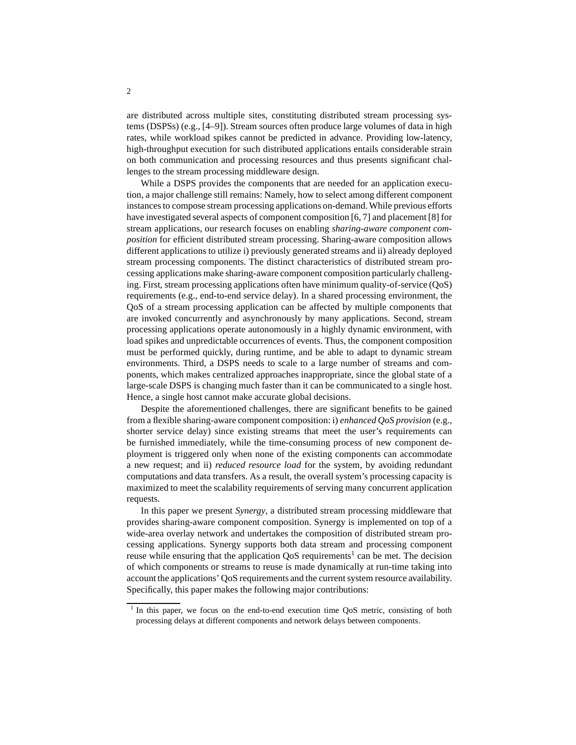are distributed across multiple sites, constituting distributed stream processing systems (DSPSs) (e.g., [4–9]). Stream sources often produce large volumes of data in high rates, while workload spikes cannot be predicted in advance. Providing low-latency, high-throughput execution for such distributed applications entails considerable strain on both communication and processing resources and thus presents significant challenges to the stream processing middleware design.

While a DSPS provides the components that are needed for an application execution, a major challenge still remains: Namely, how to select among different component instances to compose stream processing applications on-demand. While previous efforts have investigated several aspects of component composition [6, 7] and placement [8] for stream applications, our research focuses on enabling *sharing-aware component composition* for efficient distributed stream processing. Sharing-aware composition allows different applications to utilize i) previously generated streams and ii) already deployed stream processing components. The distinct characteristics of distributed stream processing applications make sharing-aware component composition particularly challenging. First, stream processing applications often have minimum quality-of-service (QoS) requirements (e.g., end-to-end service delay). In a shared processing environment, the QoS of a stream processing application can be affected by multiple components that are invoked concurrently and asynchronously by many applications. Second, stream processing applications operate autonomously in a highly dynamic environment, with load spikes and unpredictable occurrences of events. Thus, the component composition must be performed quickly, during runtime, and be able to adapt to dynamic stream environments. Third, a DSPS needs to scale to a large number of streams and components, which makes centralized approaches inappropriate, since the global state of a large-scale DSPS is changing much faster than it can be communicated to a single host. Hence, a single host cannot make accurate global decisions.

Despite the aforementioned challenges, there are significant benefits to be gained from a flexible sharing-aware component composition: i) *enhanced QoS provision* (e.g., shorter service delay) since existing streams that meet the user's requirements can be furnished immediately, while the time-consuming process of new component deployment is triggered only when none of the existing components can accommodate a new request; and ii) *reduced resource load* for the system, by avoiding redundant computations and data transfers. As a result, the overall system's processing capacity is maximized to meet the scalability requirements of serving many concurrent application requests.

In this paper we present *Synergy*, a distributed stream processing middleware that provides sharing-aware component composition. Synergy is implemented on top of a wide-area overlay network and undertakes the composition of distributed stream processing applications. Synergy supports both data stream and processing component reuse while ensuring that the application QoS requirements[1] can be met. The decision of which components or streams to reuse is made dynamically at run-time taking into account the applications' QoS requirements and the current system resource availability. Specifically, this paper makes the following major contributions:

[1] In this paper, we focus on the end-to-end execution time QoS metric, consisting of both processing delays at different components and network delays between components.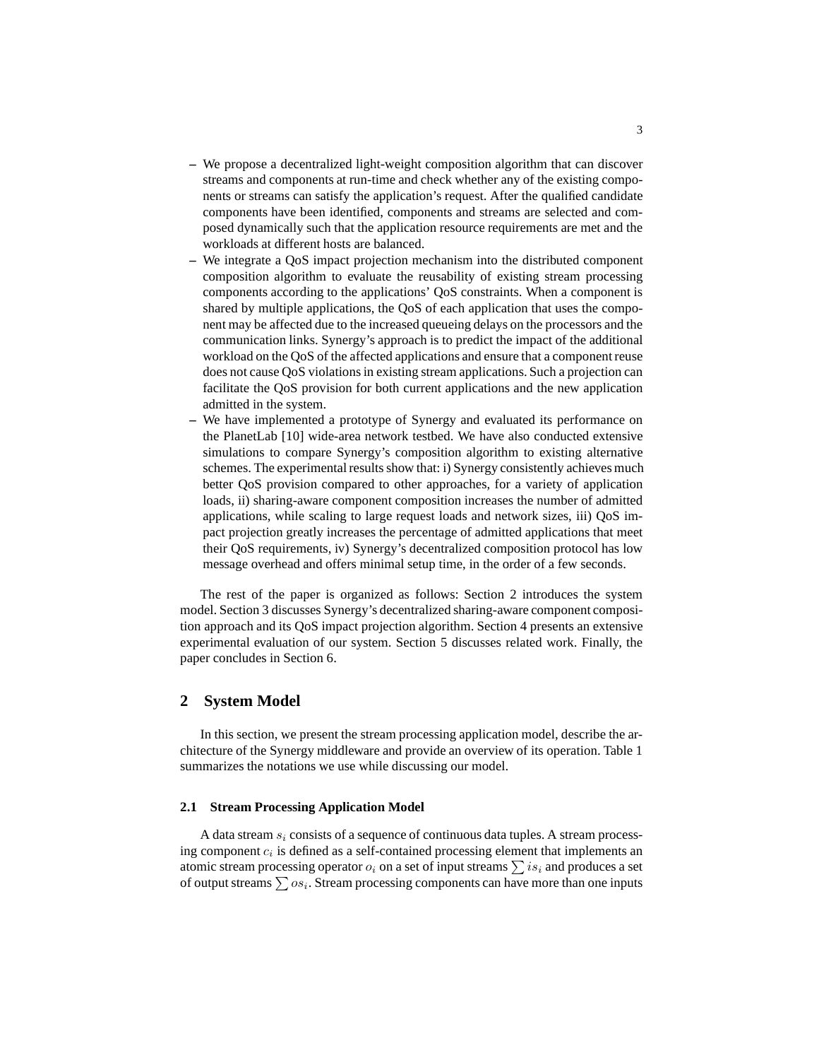- We propose a decentralized light-weight composition algorithm that can discover streams and components at run-time and check whether any of the existing components or streams can satisfy the application's request. After the qualified candidate components have been identified, components and streams are selected and composed dynamically such that the application resource requirements are met and the workloads at different hosts are balanced.
- We integrate a QoS impact projection mechanism into the distributed component composition algorithm to evaluate the reusability of existing stream processing components according to the applications' QoS constraints. When a component is shared by multiple applications, the QoS of each application that uses the component may be affected due to the increased queueing delays on the processors and the communication links. Synergy's approach is to predict the impact of the additional workload on the QoS of the affected applications and ensure that a component reuse does not cause QoS violations in existing stream applications. Such a projection can facilitate the QoS provision for both current applications and the new application admitted in the system.
- We have implemented a prototype of Synergy and evaluated its performance on the PlanetLab [10] wide-area network testbed. We have also conducted extensive simulations to compare Synergy's composition algorithm to existing alternative schemes. The experimental results show that: i) Synergy consistently achieves much better QoS provision compared to other approaches, for a variety of application loads, ii) sharing-aware component composition increases the number of admitted applications, while scaling to large request loads and network sizes, iii) QoS impact projection greatly increases the percentage of admitted applications that meet their QoS requirements, iv) Synergy's decentralized composition protocol has low message overhead and offers minimal setup time, in the order of a few seconds.

The rest of the paper is organized as follows: Section 2 introduces the system model. Section 3 discusses Synergy's decentralized sharing-aware component composition approach and its QoS impact projection algorithm. Section 4 presents an extensive experimental evaluation of our system. Section 5 discusses related work. Finally, the paper concludes in Section 6.

## 2 System Model

In this section, we present the stream processing application model, describe the architecture of the Synergy middleware and provide an overview of its operation. Table 1 summarizes the notations we use while discussing our model.

### 2.1 Stream Processing Application Model

A data stream $s_i$ consists of a sequence of continuous data tuples. A stream processing component $c_i$ is defined as a self-contained processing element that implements an atomic stream processing operator $o_i$ on a set of input streams $\sum is_i$ and produces a set of output streams $\sum os_i$. Stream processing components can have more than one inputs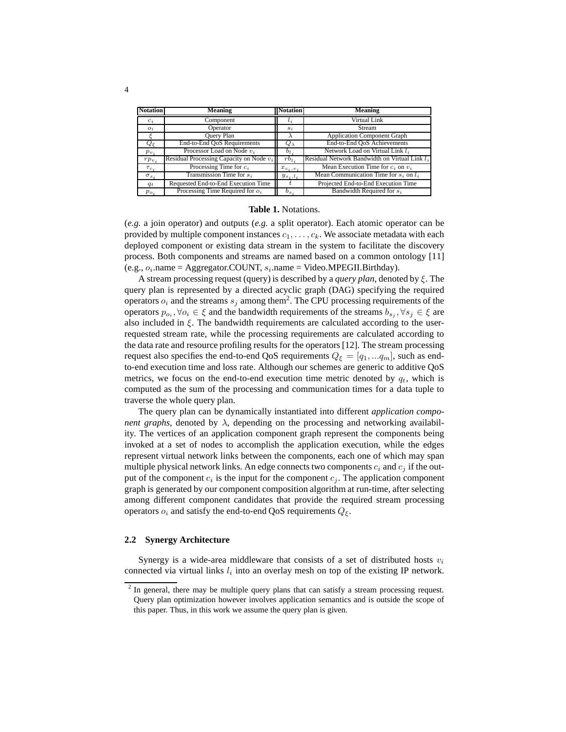| Notation | Meaning | Notation | Meaning |
|---|---|---|---|
| $c_i$ | Component | $l_i$ | Virtual Link |
| $o_i$ | Operator | $s_i$ | Stream |
| $\xi$ | Query Plan | $\lambda$ | Application Component Graph |
| $Q_\xi$ | End-to-End QoS Requirements | $Q_\lambda$ | End-to-End QoS Achievements |
| $p_{v_i}$ | Processor Load on Node $v_i$ | $b_{l_i}$ | Network Load on Virtual Link $l_i$ |
| $rp_{v_i}$ | Residual Processing Capacity on Node $v_i$ | $rb_{l_i}$ | Residual Network Bandwidth on Virtual Link $l_i$ |
| $\tau_{c_i}$ | Processing Time for $c_i$ | $x_{c_i,v_i}$ | Mean Execution Time for $c_i$ on $v_i$ |
| $\sigma_{s_i}$ | Transmission Time for $s_i$ | $y_{s_i,l_i}$ | Mean Communication Time for $s_i$ on $l_i$ |
| $q_t$ | Requested End-to-End Execution Time | $t$ | Projected End-to-End Execution Time |
| $p_{o_i}$ | Processing Time Required for $o_i$ | $b_{s_i}$ | Bandwidth Required for $s_i$ |

**Table 1.** Notations.

(*e.g.* a join operator) and outputs (*e.g.* a split operator). Each atomic operator can be provided by multiple component instances $c_1, \ldots, c_k$. We associate metadata with each deployed component or existing data stream in the system to facilitate the discovery process. Both components and streams are named based on a common ontology [11] (e.g., $o_i$.name = Aggregator.COUNT, $s_i$.name = Video.MPEGII.Birthday).

A stream processing request (query) is described by a *query plan*, denoted by $\xi$. The query plan is represented by a directed acyclic graph (DAG) specifying the required operators $o_i$ and the streams $s_j$ among them[2]. The CPU processing requirements of the operators $p_{o_i}, \forall o_i \in \xi$ and the bandwidth requirements of the streams $b_{s_j}, \forall s_j \in \xi$ are also included in $\xi$. The bandwidth requirements are calculated according to the user-requested stream rate, while the processing requirements are calculated according to the data rate and resource profiling results for the operators [12]. The stream processing request also specifies the end-to-end QoS requirements $Q_\xi = [q_1, ...q_m]$, such as end-to-end execution time and loss rate. Although our schemes are generic to additive QoS metrics, we focus on the end-to-end execution time metric denoted by $q_t$, which is computed as the sum of the processing and communication times for a data tuple to traverse the whole query plan.

The query plan can be dynamically instantiated into different *application component graphs*, denoted by $\lambda$, depending on the processing and networking availability. The vertices of an application component graph represent the components being invoked at a set of nodes to accomplish the application execution, while the edges represent virtual network links between the components, each one of which may span multiple physical network links. An edge connects two components $c_i$ and $c_j$ if the output of the component $c_i$ is the input for the component $c_j$. The application component graph is generated by our component composition algorithm at run-time, after selecting among different component candidates that provide the required stream processing operators $o_i$ and satisfy the end-to-end QoS requirements $Q_\xi$.

### 2.2 Synergy Architecture

Synergy is a wide-area middleware that consists of a set of distributed hosts $v_i$ connected via virtual links $l_i$ into an overlay mesh on top of the existing IP network.

[2] In general, there may be multiple query plans that can satisfy a stream processing request. Query plan optimization however involves application semantics and is outside the scope of this paper. Thus, in this work we assume the query plan is given.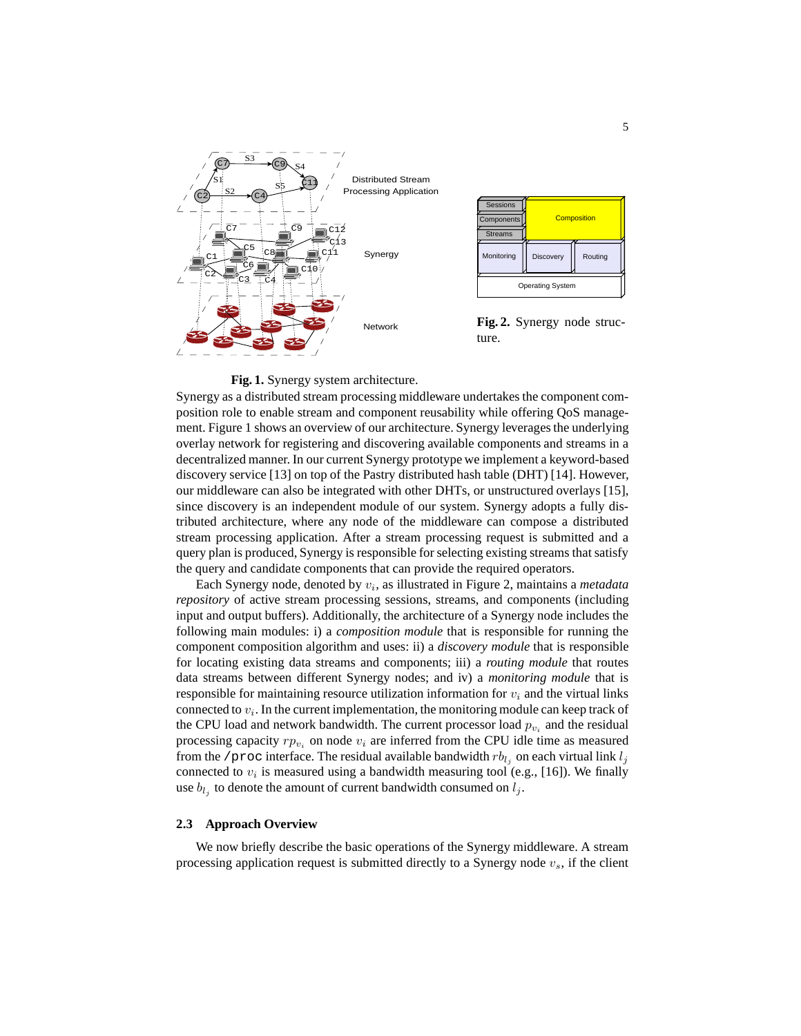Fig. 1. Synergy system architecture.

Fig. 2. Synergy node structure.

Synergy as a distributed stream processing middleware undertakes the component composition role to enable stream and component reusability while offering QoS management. Figure 1 shows an overview of our architecture. Synergy leverages the underlying overlay network for registering and discovering available components and streams in a decentralized manner. In our current Synergy prototype we implement a keyword-based discovery service [13] on top of the Pastry distributed hash table (DHT) [14]. However, our middleware can also be integrated with other DHTs, or unstructured overlays [15], since discovery is an independent module of our system. Synergy adopts a fully distributed architecture, where any node of the middleware can compose a distributed stream processing application. After a stream processing request is submitted and a query plan is produced, Synergy is responsible for selecting existing streams that satisfy the query and candidate components that can provide the required operators.

Each Synergy node, denoted by $v_i$, as illustrated in Figure 2, maintains a *metadata repository* of active stream processing sessions, streams, and components (including input and output buffers). Additionally, the architecture of a Synergy node includes the following main modules: i) a *composition module* that is responsible for running the component composition algorithm and uses: ii) a *discovery module* that is responsible for locating existing data streams and components; iii) a *routing module* that routes data streams between different Synergy nodes; and iv) a *monitoring module* that is responsible for maintaining resource utilization information for $v_i$ and the virtual links connected to $v_i$. In the current implementation, the monitoring module can keep track of the CPU load and network bandwidth. The current processor load $p_{v_i}$ and the residual processing capacity $rp_{v_i}$ on node $v_i$ are inferred from the CPU idle time as measured from the `/proc` interface. The residual available bandwidth $rb_{l_j}$ on each virtual link $l_j$ connected to $v_i$ is measured using a bandwidth measuring tool (e.g., [16]). We finally use $b_{l_j}$ to denote the amount of current bandwidth consumed on $l_j$.

### 2.3 Approach Overview

We now briefly describe the basic operations of the Synergy middleware. A stream processing application request is submitted directly to a Synergy node $v_s$, if the client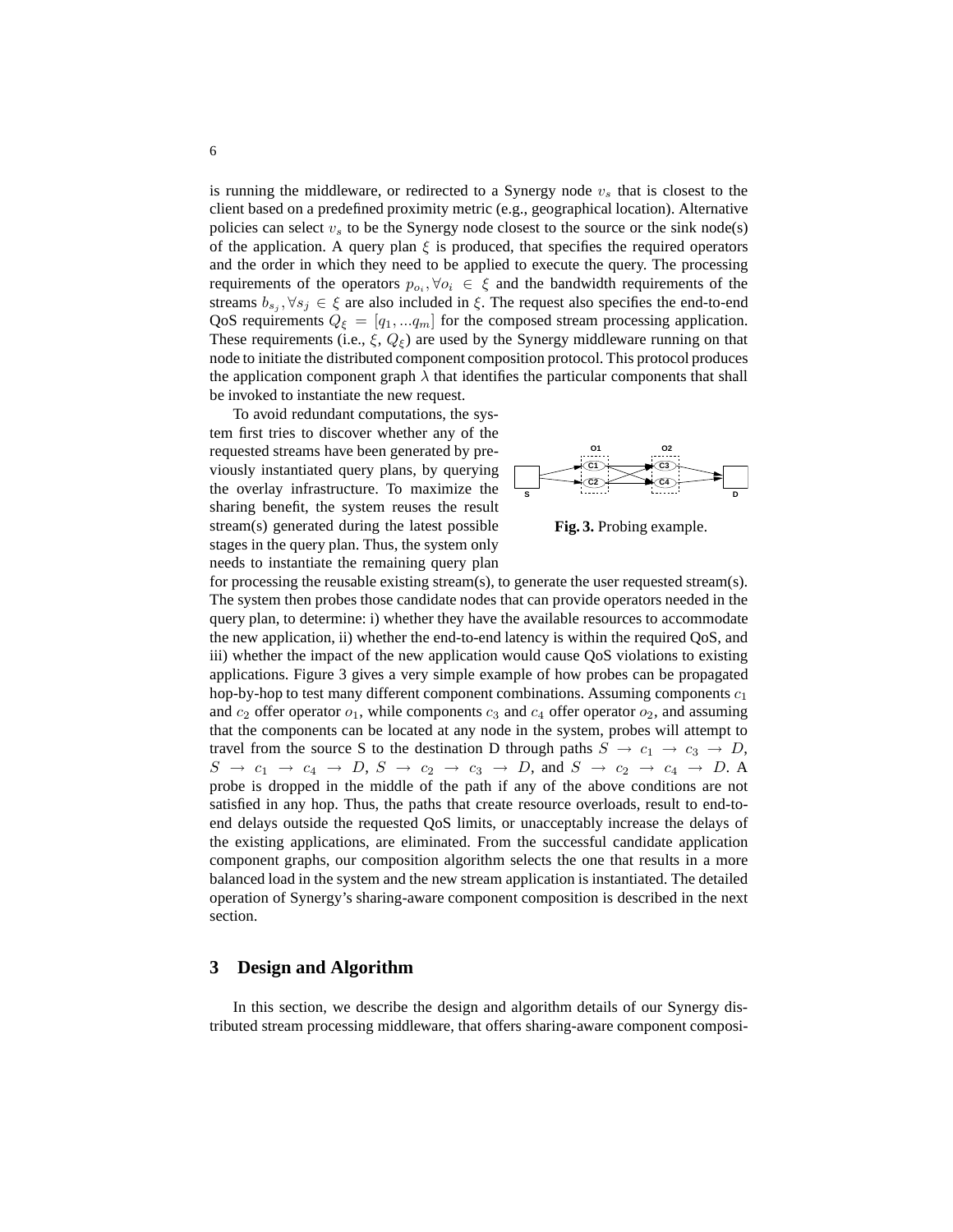is running the middleware, or redirected to a Synergy node $v_s$ that is closest to the client based on a predefined proximity metric (e.g., geographical location). Alternative policies can select $v_s$ to be the Synergy node closest to the source or the sink node(s) of the application. A query plan $\xi$ is produced, that specifies the required operators and the order in which they need to be applied to execute the query. The processing requirements of the operators $p_{o_i}, \forall o_i \in \xi$ and the bandwidth requirements of the streams $b_{s_j}, \forall s_j \in \xi$ are also included in $\xi$. The request also specifies the end-to-end QoS requirements $Q_\xi = [q_1, ...q_m]$ for the composed stream processing application. These requirements (i.e., $\xi$, $Q_\xi$) are used by the Synergy middleware running on that node to initiate the distributed component composition protocol. This protocol produces the application component graph $\lambda$ that identifies the particular components that shall be invoked to instantiate the new request.

To avoid redundant computations, the system first tries to discover whether any of the requested streams have been generated by previously instantiated query plans, by querying the overlay infrastructure. To maximize the sharing benefit, the system reuses the result stream(s) generated during the latest possible stages in the query plan. Thus, the system only needs to instantiate the remaining query plan for processing the reusable existing stream(s), to generate the user requested stream(s). The system then probes those candidate nodes that can provide operators needed in the query plan, to determine: i) whether they have the available resources to accommodate the new application, ii) whether the end-to-end latency is within the required QoS, and iii) whether the impact of the new application would cause QoS violations to existing applications. Figure 3 gives a very simple example of how probes can be propagated hop-by-hop to test many different component combinations. Assuming components $c_1$ and $c_2$ offer operator $o_1$, while components $c_3$ and $c_4$ offer operator $o_2$, and assuming that the components can be located at any node in the system, probes will attempt to travel from the source S to the destination D through paths $S \rightarrow c_1 \rightarrow c_3 \rightarrow D$, $S \rightarrow c_1 \rightarrow c_4 \rightarrow D$, $S \rightarrow c_2 \rightarrow c_3 \rightarrow D$, and $S \rightarrow c_2 \rightarrow c_4 \rightarrow D$. A probe is dropped in the middle of the path if any of the above conditions are not satisfied in any hop. Thus, the paths that create resource overloads, result to end-to-end delays outside the requested QoS limits, or unacceptably increase the delays of the existing applications, are eliminated. From the successful candidate application component graphs, our composition algorithm selects the one that results in a more balanced load in the system and the new stream application is instantiated. The detailed operation of Synergy's sharing-aware component composition is described in the next section.

**Fig. 3.** Probing example.

## 3 Design and Algorithm

In this section, we describe the design and algorithm details of our Synergy distributed stream processing middleware, that offers sharing-aware component composi-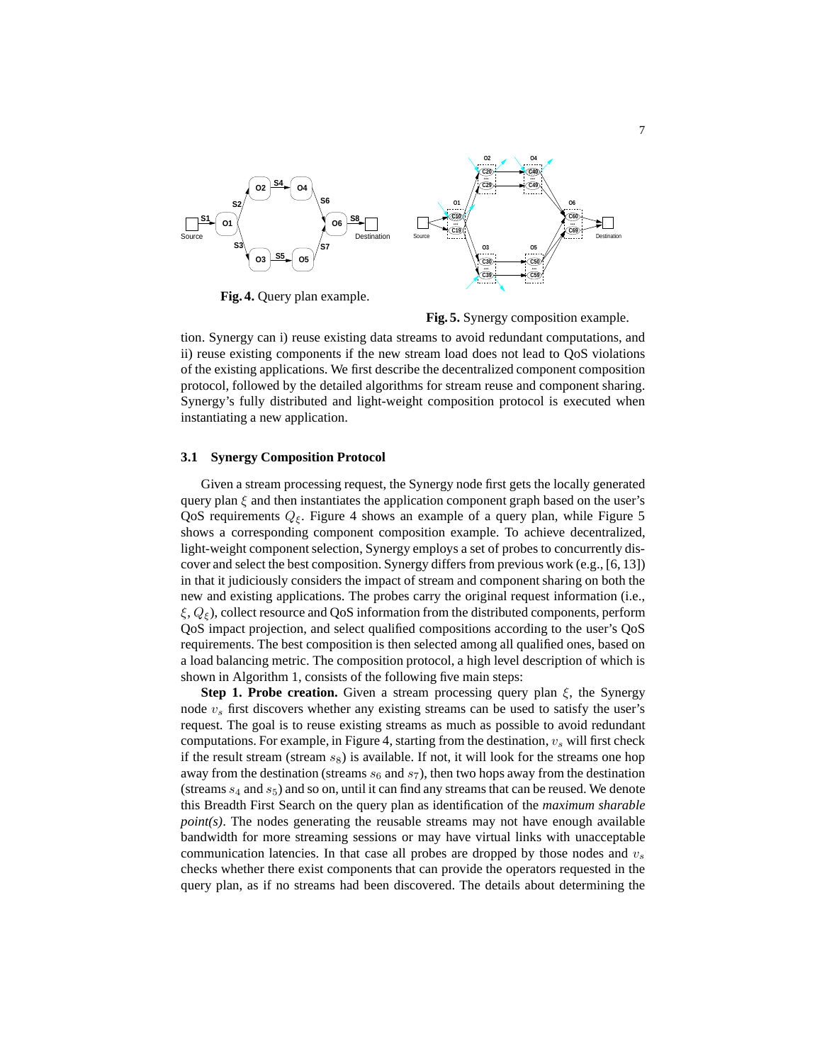**Fig. 4.** Query plan example.

**Fig. 5.** Synergy composition example.

tion. Synergy can i) reuse existing data streams to avoid redundant computations, and ii) reuse existing components if the new stream load does not lead to QoS violations of the existing applications. We first describe the decentralized component composition protocol, followed by the detailed algorithms for stream reuse and component sharing. Synergy's fully distributed and light-weight composition protocol is executed when instantiating a new application.

### 3.1 Synergy Composition Protocol

Given a stream processing request, the Synergy node first gets the locally generated query plan $\xi$ and then instantiates the application component graph based on the user's QoS requirements $Q_\xi$. Figure 4 shows an example of a query plan, while Figure 5 shows a corresponding component composition example. To achieve decentralized, light-weight component selection, Synergy employs a set of probes to concurrently discover and select the best composition. Synergy differs from previous work (e.g., [6, 13]) in that it judiciously considers the impact of stream and component sharing on both the new and existing applications. The probes carry the original request information (i.e., $\xi$, $Q_\xi$), collect resource and QoS information from the distributed components, perform QoS impact projection, and select qualified compositions according to the user's QoS requirements. The best composition is then selected among all qualified ones, based on a load balancing metric. The composition protocol, a high level description of which is shown in Algorithm 1, consists of the following five main steps:

**Step 1. Probe creation.** Given a stream processing query plan $\xi$, the Synergy node $v_s$ first discovers whether any existing streams can be used to satisfy the user's request. The goal is to reuse existing streams as much as possible to avoid redundant computations. For example, in Figure 4, starting from the destination, $v_s$ will first check if the result stream (stream $s_8$) is available. If not, it will look for the streams one hop away from the destination (streams $s_6$ and $s_7$), then two hops away from the destination (streams $s_4$ and $s_5$) and so on, until it can find any streams that can be reused. We denote this Breadth First Search on the query plan as identification of the *maximum sharable point(s)*. The nodes generating the reusable streams may not have enough available bandwidth for more streaming sessions or may have virtual links with unacceptable communication latencies. In that case all probes are dropped by those nodes and $v_s$ checks whether there exist components that can provide the operators requested in the query plan, as if no streams had been discovered. The details about determining the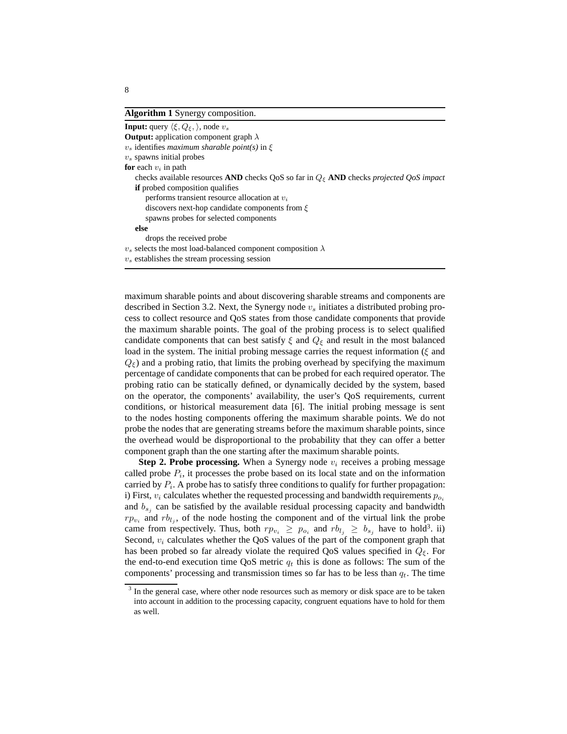**Algorithm 1** Synergy composition.

```
Input: query ⟨ξ, Q_ξ, ⟩, node v_s
Output: application component graph λ
v_s identifies maximum sharable point(s) in ξ
v_s spawns initial probes
for each v_i in path
    checks available resources AND checks QoS so far in Q_ξ AND checks projected QoS impact
    if probed composition qualifies
        performs transient resource allocation at v_i
        discovers next-hop candidate components from ξ
        spawns probes for selected components
    else
        drops the received probe
v_s selects the most load-balanced component composition λ
v_s establishes the stream processing session
```

maximum sharable points and about discovering sharable streams and components are described in Section 3.2. Next, the Synergy node $v_s$ initiates a distributed probing process to collect resource and QoS states from those candidate components that provide the maximum sharable points. The goal of the probing process is to select qualified candidate components that can best satisfy $\xi$ and $Q_\xi$ and result in the most balanced load in the system. The initial probing message carries the request information ($\xi$ and $Q_\xi$) and a probing ratio, that limits the probing overhead by specifying the maximum percentage of candidate components that can be probed for each required operator. The probing ratio can be statically defined, or dynamically decided by the system, based on the operator, the components' availability, the user's QoS requirements, current conditions, or historical measurement data [6]. The initial probing message is sent to the nodes hosting components offering the maximum sharable points. We do not probe the nodes that are generating streams before the maximum sharable points, since the overhead would be disproportional to the probability that they can offer a better component graph than the one starting after the maximum sharable points.

**Step 2. Probe processing.** When a Synergy node $v_i$ receives a probing message called probe $P_i$, it processes the probe based on its local state and on the information carried by $P_i$. A probe has to satisfy three conditions to qualify for further propagation: i) First, $v_i$ calculates whether the requested processing and bandwidth requirements $p_{o_i}$ and $b_{s_j}$ can be satisfied by the available residual processing capacity and bandwidth $rp_{v_i}$ and $rb_{l_j}$, of the node hosting the component and of the virtual link the probe came from respectively. Thus, both $rp_{v_i} \geq p_{o_i}$ and $rb_{l_j} \geq b_{s_j}$ have to hold[3]. ii) Second, $v_i$ calculates whether the QoS values of the part of the component graph that has been probed so far already violate the required QoS values specified in $Q_\xi$. For the end-to-end execution time QoS metric $q_t$ this is done as follows: The sum of the components' processing and transmission times so far has to be less than $q_t$. The time

[3] In the general case, where other node resources such as memory or disk space are to be taken into account in addition to the processing capacity, congruent equations have to hold for them as well.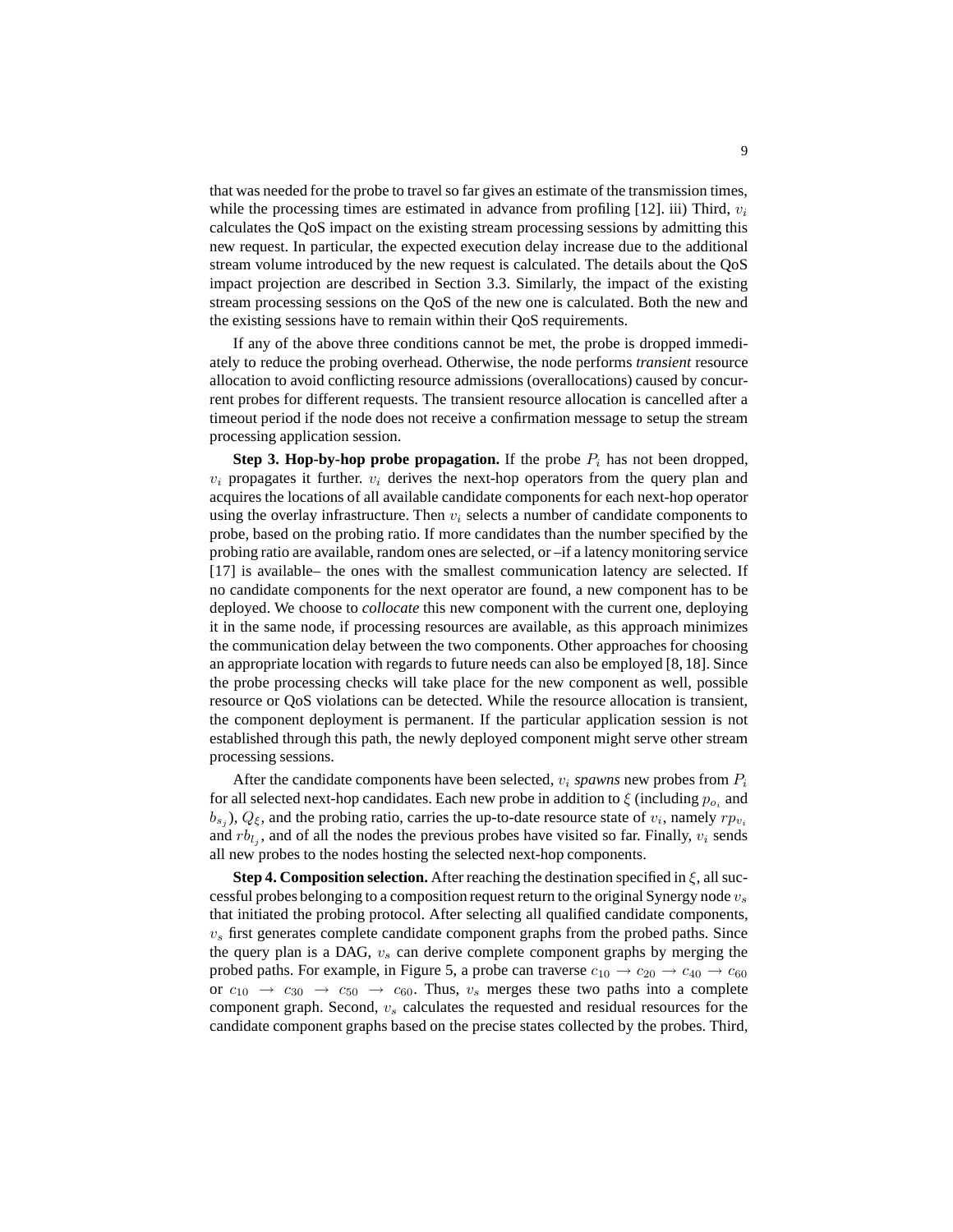that was needed for the probe to travel so far gives an estimate of the transmission times, while the processing times are estimated in advance from profiling [12]. iii) Third, $v_i$ calculates the QoS impact on the existing stream processing sessions by admitting this new request. In particular, the expected execution delay increase due to the additional stream volume introduced by the new request is calculated. The details about the QoS impact projection are described in Section 3.3. Similarly, the impact of the existing stream processing sessions on the QoS of the new one is calculated. Both the new and the existing sessions have to remain within their QoS requirements.

If any of the above three conditions cannot be met, the probe is dropped immediately to reduce the probing overhead. Otherwise, the node performs *transient* resource allocation to avoid conflicting resource admissions (overallocations) caused by concurrent probes for different requests. The transient resource allocation is cancelled after a timeout period if the node does not receive a confirmation message to setup the stream processing application session.

**Step 3. Hop-by-hop probe propagation.** If the probe $P_i$ has not been dropped, $v_i$ propagates it further. $v_i$ derives the next-hop operators from the query plan and acquires the locations of all available candidate components for each next-hop operator using the overlay infrastructure. Then $v_i$ selects a number of candidate components to probe, based on the probing ratio. If more candidates than the number specified by the probing ratio are available, random ones are selected, or –if a latency monitoring service [17] is available– the ones with the smallest communication latency are selected. If no candidate components for the next operator are found, a new component has to be deployed. We choose to *collocate* this new component with the current one, deploying it in the same node, if processing resources are available, as this approach minimizes the communication delay between the two components. Other approaches for choosing an appropriate location with regards to future needs can also be employed [8, 18]. Since the probe processing checks will take place for the new component as well, possible resource or QoS violations can be detected. While the resource allocation is transient, the component deployment is permanent. If the particular application session is not established through this path, the newly deployed component might serve other stream processing sessions.

After the candidate components have been selected, $v_i$ *spawns* new probes from $P_i$ for all selected next-hop candidates. Each new probe in addition to $\xi$ (including $p_{o_i}$ and $b_{s_j}$), $Q_\xi$, and the probing ratio, carries the up-to-date resource state of $v_i$, namely $rp_{v_i}$ and $rb_{l_j}$, and of all the nodes the previous probes have visited so far. Finally, $v_i$ sends all new probes to the nodes hosting the selected next-hop components.

**Step 4. Composition selection.** After reaching the destination specified in $\xi$, all successful probes belonging to a composition request return to the original Synergy node $v_s$ that initiated the probing protocol. After selecting all qualified candidate components, $v_s$ first generates complete candidate component graphs from the probed paths. Since the query plan is a DAG, $v_s$ can derive complete component graphs by merging the probed paths. For example, in Figure 5, a probe can traverse $c_{10} \rightarrow c_{20} \rightarrow c_{40} \rightarrow c_{60}$ or $c_{10} \rightarrow c_{30} \rightarrow c_{50} \rightarrow c_{60}$. Thus, $v_s$ merges these two paths into a complete component graph. Second, $v_s$ calculates the requested and residual resources for the candidate component graphs based on the precise states collected by the probes. Third,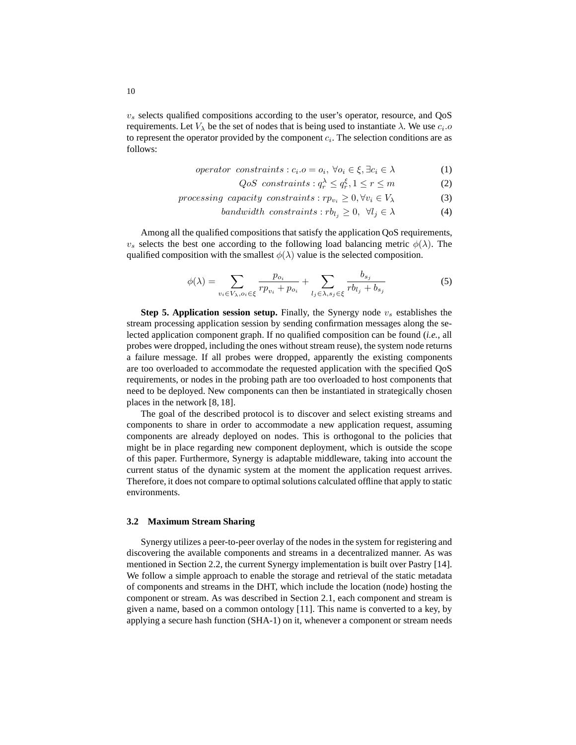$v_s$ selects qualified compositions according to the user's operator, resource, and QoS requirements. Let $V_\lambda$ be the set of nodes that is being used to instantiate $\lambda$. We use $c_i.o$ to represent the operator provided by the component $c_i$. The selection conditions are as follows:

$$operator\ \ constraints : c_i.o = o_i,\ \forall o_i \in \xi, \exists c_i \in \lambda \tag{1}$$

$$QoS\ \ constraints : q_r^\lambda \le q_r^\xi, 1 \le r \le m \tag{2}$$

$$processing\ \ capacity\ \ constraints : rp_{v_i} \ge 0, \forall v_i \in V_\lambda \tag{3}$$

$$bandwidth\ \ constraints : rb_{l_j} \ge 0,\ \ \forall l_j \in \lambda \tag{4}$$

Among all the qualified compositions that satisfy the application QoS requirements, $v_s$ selects the best one according to the following load balancing metric $\phi(\lambda)$. The qualified composition with the smallest $\phi(\lambda)$ value is the selected composition.

$$\phi(\lambda) = \sum_{v_i \in V_\lambda, o_i \in \xi} \frac{p_{o_i}}{rp_{v_i} + p_{o_i}} + \sum_{l_j \in \lambda, s_j \in \xi} \frac{b_{s_j}}{rb_{l_j} + b_{s_j}} \tag{5}$$

**Step 5. Application session setup.** Finally, the Synergy node $v_s$ establishes the stream processing application session by sending confirmation messages along the selected application component graph. If no qualified composition can be found (*i.e.,* all probes were dropped, including the ones without stream reuse), the system node returns a failure message. If all probes were dropped, apparently the existing components are too overloaded to accommodate the requested application with the specified QoS requirements, or nodes in the probing path are too overloaded to host components that need to be deployed. New components can then be instantiated in strategically chosen places in the network [8, 18].

The goal of the described protocol is to discover and select existing streams and components to share in order to accommodate a new application request, assuming components are already deployed on nodes. This is orthogonal to the policies that might be in place regarding new component deployment, which is outside the scope of this paper. Furthermore, Synergy is adaptable middleware, taking into account the current status of the dynamic system at the moment the application request arrives. Therefore, it does not compare to optimal solutions calculated offline that apply to static environments.

### 3.2 Maximum Stream Sharing

Synergy utilizes a peer-to-peer overlay of the nodes in the system for registering and discovering the available components and streams in a decentralized manner. As was mentioned in Section 2.2, the current Synergy implementation is built over Pastry [14]. We follow a simple approach to enable the storage and retrieval of the static metadata of components and streams in the DHT, which include the location (node) hosting the component or stream. As was described in Section 2.1, each component and stream is given a name, based on a common ontology [11]. This name is converted to a key, by applying a secure hash function (SHA-1) on it, whenever a component or stream needs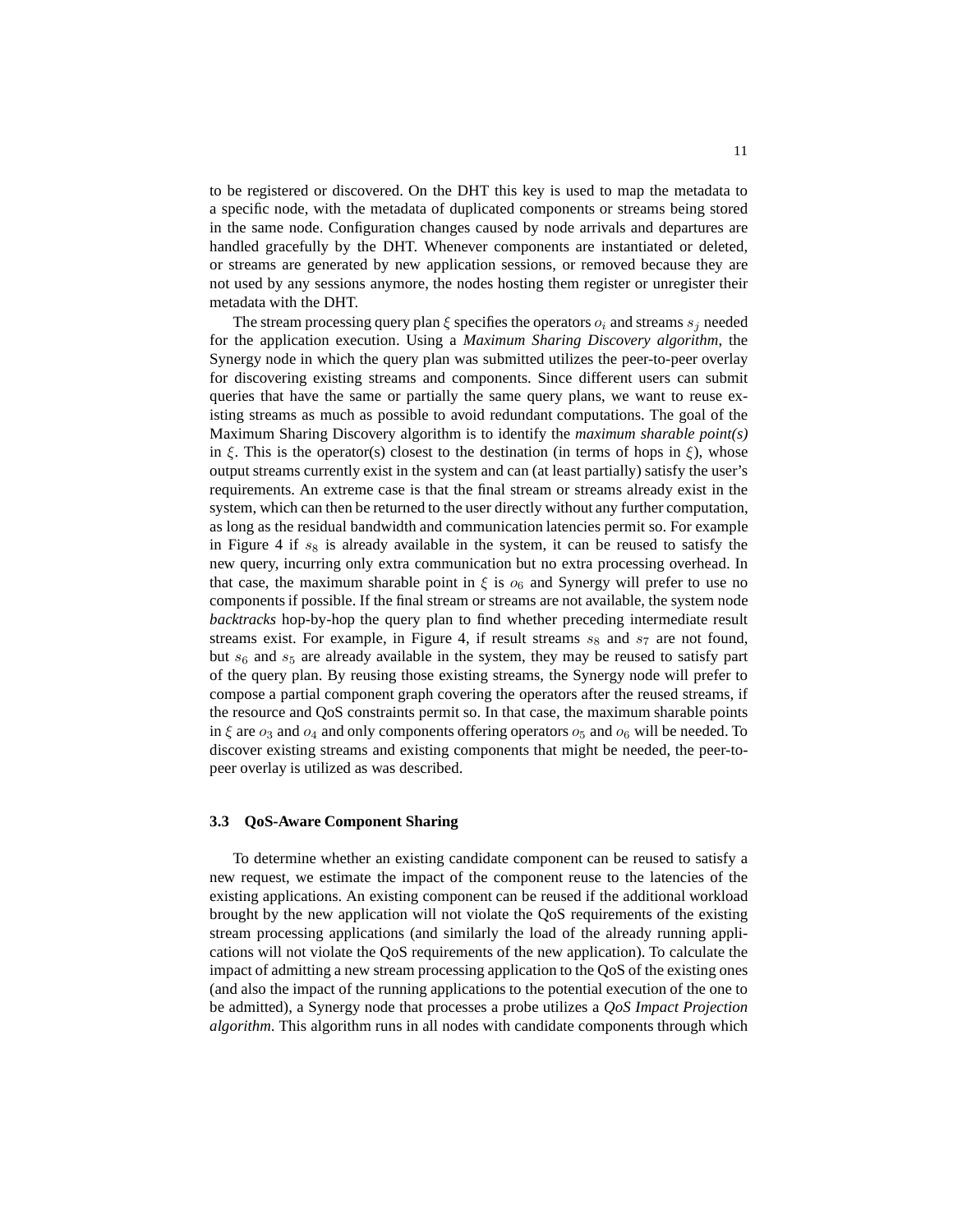to be registered or discovered. On the DHT this key is used to map the metadata to a specific node, with the metadata of duplicated components or streams being stored in the same node. Configuration changes caused by node arrivals and departures are handled gracefully by the DHT. Whenever components are instantiated or deleted, or streams are generated by new application sessions, or removed because they are not used by any sessions anymore, the nodes hosting them register or unregister their metadata with the DHT.

The stream processing query plan $\xi$ specifies the operators $o_i$ and streams $s_j$ needed for the application execution. Using a *Maximum Sharing Discovery algorithm*, the Synergy node in which the query plan was submitted utilizes the peer-to-peer overlay for discovering existing streams and components. Since different users can submit queries that have the same or partially the same query plans, we want to reuse existing streams as much as possible to avoid redundant computations. The goal of the Maximum Sharing Discovery algorithm is to identify the *maximum sharable point(s)* in $\xi$. This is the operator(s) closest to the destination (in terms of hops in $\xi$), whose output streams currently exist in the system and can (at least partially) satisfy the user's requirements. An extreme case is that the final stream or streams already exist in the system, which can then be returned to the user directly without any further computation, as long as the residual bandwidth and communication latencies permit so. For example in Figure 4 if $s_8$ is already available in the system, it can be reused to satisfy the new query, incurring only extra communication but no extra processing overhead. In that case, the maximum sharable point in $\xi$ is $o_6$ and Synergy will prefer to use no components if possible. If the final stream or streams are not available, the system node *backtracks* hop-by-hop the query plan to find whether preceding intermediate result streams exist. For example, in Figure 4, if result streams $s_8$ and $s_7$ are not found, but $s_6$ and $s_5$ are already available in the system, they may be reused to satisfy part of the query plan. By reusing those existing streams, the Synergy node will prefer to compose a partial component graph covering the operators after the reused streams, if the resource and QoS constraints permit so. In that case, the maximum sharable points in $\xi$ are $o_3$ and $o_4$ and only components offering operators $o_5$ and $o_6$ will be needed. To discover existing streams and existing components that might be needed, the peer-to-peer overlay is utilized as was described.

### 3.3 QoS-Aware Component Sharing

To determine whether an existing candidate component can be reused to satisfy a new request, we estimate the impact of the component reuse to the latencies of the existing applications. An existing component can be reused if the additional workload brought by the new application will not violate the QoS requirements of the existing stream processing applications (and similarly the load of the already running applications will not violate the QoS requirements of the new application). To calculate the impact of admitting a new stream processing application to the QoS of the existing ones (and also the impact of the running applications to the potential execution of the one to be admitted), a Synergy node that processes a probe utilizes a *QoS Impact Projection algorithm*. This algorithm runs in all nodes with candidate components through which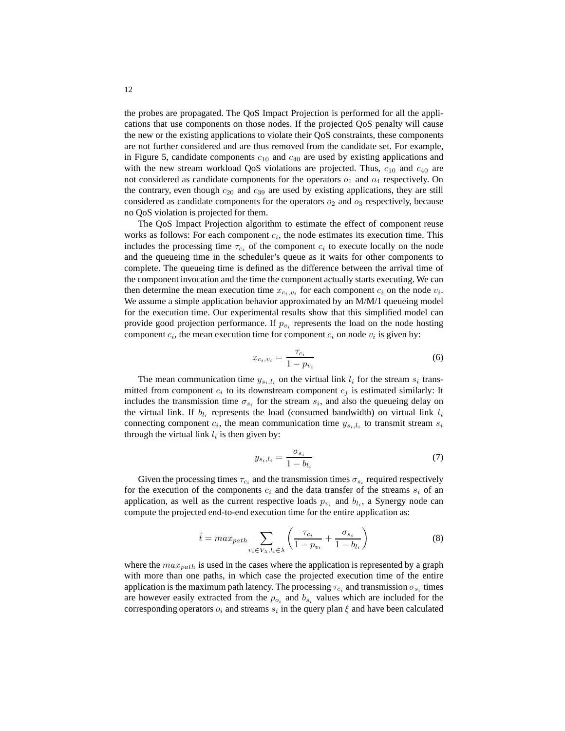the probes are propagated. The QoS Impact Projection is performed for all the applications that use components on those nodes. If the projected QoS penalty will cause the new or the existing applications to violate their QoS constraints, these components are not further considered and are thus removed from the candidate set. For example, in Figure 5, candidate components $c_{10}$ and $c_{40}$ are used by existing applications and with the new stream workload QoS violations are projected. Thus, $c_{10}$ and $c_{40}$ are not considered as candidate components for the operators $o_1$ and $o_4$ respectively. On the contrary, even though $c_{20}$ and $c_{39}$ are used by existing applications, they are still considered as candidate components for the operators $o_2$ and $o_3$ respectively, because no QoS violation is projected for them.

The QoS Impact Projection algorithm to estimate the effect of component reuse works as follows: For each component $c_i$, the node estimates its execution time. This includes the processing time $\tau_{c_i}$ of the component $c_i$ to execute locally on the node and the queueing time in the scheduler's queue as it waits for other components to complete. The queueing time is defined as the difference between the arrival time of the component invocation and the time the component actually starts executing. We can then determine the mean execution time $x_{c_i,v_i}$ for each component $c_i$ on the node $v_i$. We assume a simple application behavior approximated by an M/M/1 queueing model for the execution time. Our experimental results show that this simplified model can provide good projection performance. If $p_{v_i}$ represents the load on the node hosting component $c_i$, the mean execution time for component $c_i$ on node $v_i$ is given by:

$$x_{c_i,v_i} = \frac{\tau_{c_i}}{1 - p_{v_i}} \tag{6}$$

The mean communication time $y_{s_i,l_i}$ on the virtual link $l_i$ for the stream $s_i$ transmitted from component $c_i$ to its downstream component $c_j$ is estimated similarly: It includes the transmission time $\sigma_{s_i}$ for the stream $s_i$, and also the queueing delay on the virtual link. If $b_{l_i}$ represents the load (consumed bandwidth) on virtual link $l_i$ connecting component $c_i$, the mean communication time $y_{s_i,l_i}$ to transmit stream $s_i$ through the virtual link $l_i$ is then given by:

$$y_{s_i,l_i} = \frac{\sigma_{s_i}}{1 - b_{l_i}} \tag{7}$$

Given the processing times $\tau_{c_i}$ and the transmission times $\sigma_{s_i}$ required respectively for the execution of the components $c_i$ and the data transfer of the streams $s_i$ of an application, as well as the current respective loads $p_{v_i}$ and $b_{l_i}$, a Synergy node can compute the projected end-to-end execution time for the entire application as:

$$\hat{t} = max_{path} \sum_{v_i \in V_\lambda, l_i \in \lambda} \left( \frac{\tau_{c_i}}{1 - p_{v_i}} + \frac{\sigma_{s_i}}{1 - b_{l_i}} \right) \tag{8}$$

where the $max_{path}$ is used in the cases where the application is represented by a graph with more than one paths, in which case the projected execution time of the entire application is the maximum path latency. The processing $\tau_{c_i}$ and transmission $\sigma_{s_i}$ times are however easily extracted from the $p_{o_i}$ and $b_{s_i}$ values which are included for the corresponding operators $o_i$ and streams $s_i$ in the query plan $\xi$ and have been calculated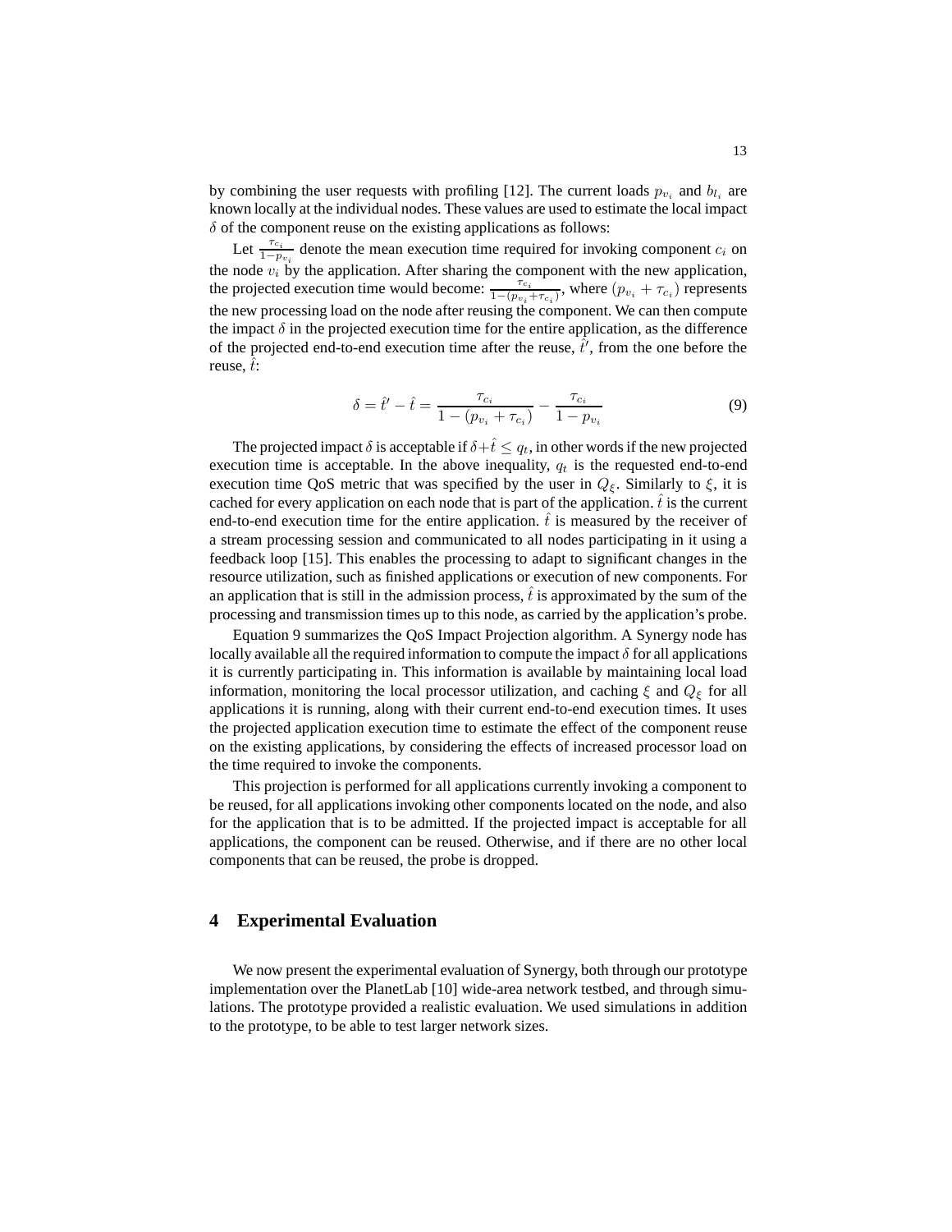by combining the user requests with profiling [12]. The current loads $p_{v_i}$ and $b_{l_i}$ are known locally at the individual nodes. These values are used to estimate the local impact $\delta$ of the component reuse on the existing applications as follows:

Let $\frac{\tau_{c_i}}{1-p_{v_i}}$ denote the mean execution time required for invoking component $c_i$ on the node $v_i$ by the application. After sharing the component with the new application, the projected execution time would become: $\frac{\tau_{c_i}}{1-(p_{v_i}+\tau_{c_i})}$, where $(p_{v_i} + \tau_{c_i})$ represents the new processing load on the node after reusing the component. We can then compute the impact $\delta$ in the projected execution time for the entire application, as the difference of the projected end-to-end execution time after the reuse, $\hat{t}'$, from the one before the reuse, $\hat{t}$:

$$\delta = \hat{t}' - \hat{t} = \frac{\tau_{c_i}}{1 - (p_{v_i} + \tau_{c_i})} - \frac{\tau_{c_i}}{1 - p_{v_i}} \tag{9}$$

The projected impact $\delta$ is acceptable if $\delta + \hat{t} \leq q_t$, in other words if the new projected execution time is acceptable. In the above inequality, $q_t$ is the requested end-to-end execution time QoS metric that was specified by the user in $Q_\xi$. Similarly to $\xi$, it is cached for every application on each node that is part of the application. $\hat{t}$ is the current end-to-end execution time for the entire application. $\hat{t}$ is measured by the receiver of a stream processing session and communicated to all nodes participating in it using a feedback loop [15]. This enables the processing to adapt to significant changes in the resource utilization, such as finished applications or execution of new components. For an application that is still in the admission process, $\hat{t}$ is approximated by the sum of the processing and transmission times up to this node, as carried by the application's probe.

Equation 9 summarizes the QoS Impact Projection algorithm. A Synergy node has locally available all the required information to compute the impact $\delta$ for all applications it is currently participating in. This information is available by maintaining local load information, monitoring the local processor utilization, and caching $\xi$ and $Q_\xi$ for all applications it is running, along with their current end-to-end execution times. It uses the projected application execution time to estimate the effect of the component reuse on the existing applications, by considering the effects of increased processor load on the time required to invoke the components.

This projection is performed for all applications currently invoking a component to be reused, for all applications invoking other components located on the node, and also for the application that is to be admitted. If the projected impact is acceptable for all applications, the component can be reused. Otherwise, and if there are no other local components that can be reused, the probe is dropped.

## 4 Experimental Evaluation

We now present the experimental evaluation of Synergy, both through our prototype implementation over the PlanetLab [10] wide-area network testbed, and through simulations. The prototype provided a realistic evaluation. We used simulations in addition to the prototype, to be able to test larger network sizes.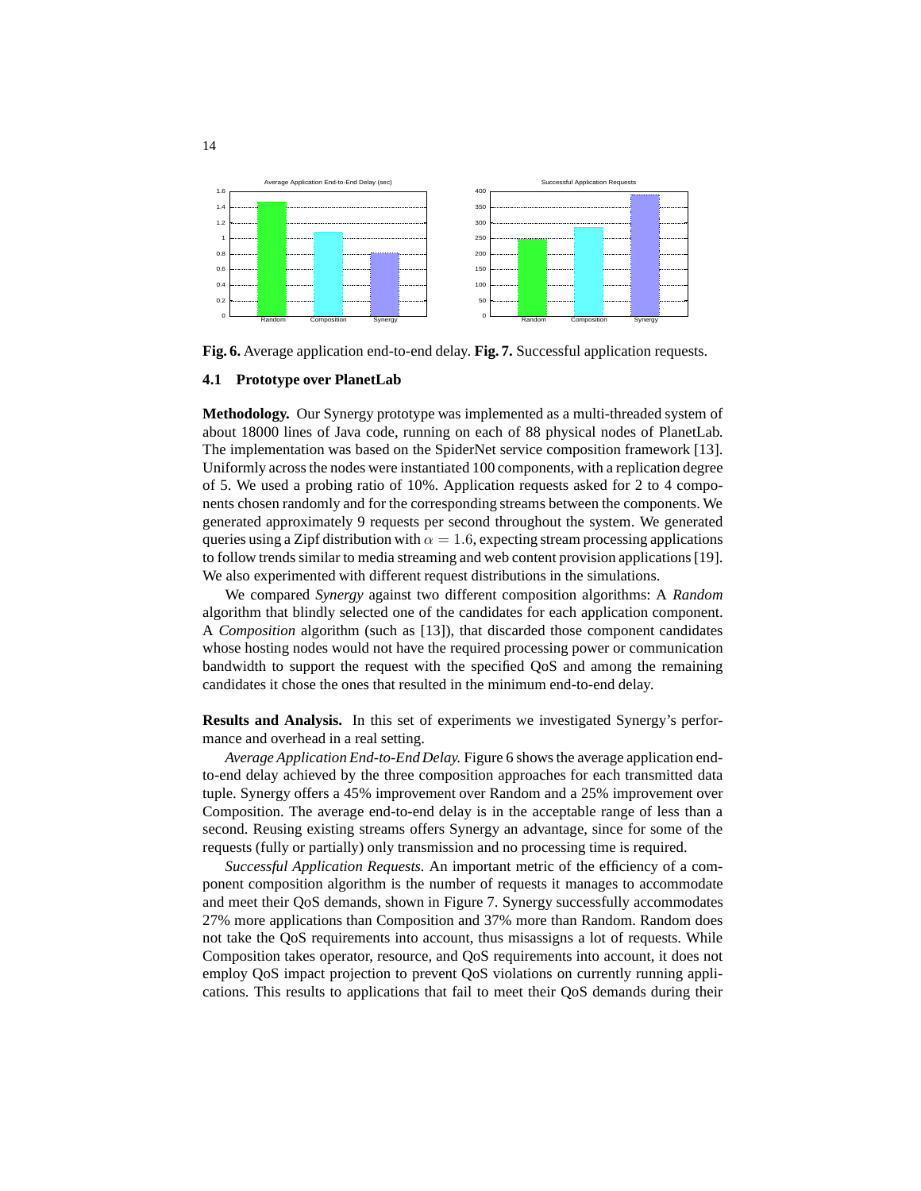**Fig. 6.** Average application end-to-end delay. **Fig. 7.** Successful application requests.

### 4.1 Prototype over PlanetLab

**Methodology.** Our Synergy prototype was implemented as a multi-threaded system of about 18000 lines of Java code, running on each of 88 physical nodes of PlanetLab. The implementation was based on the SpiderNet service composition framework [13]. Uniformly across the nodes were instantiated 100 components, with a replication degree of 5. We used a probing ratio of 10%. Application requests asked for 2 to 4 components chosen randomly and for the corresponding streams between the components. We generated approximately 9 requests per second throughout the system. We generated queries using a Zipf distribution with $\alpha = 1.6$, expecting stream processing applications to follow trends similar to media streaming and web content provision applications [19]. We also experimented with different request distributions in the simulations.

We compared *Synergy* against two different composition algorithms: A *Random* algorithm that blindly selected one of the candidates for each application component. A *Composition* algorithm (such as [13]), that discarded those component candidates whose hosting nodes would not have the required processing power or communication bandwidth to support the request with the specified QoS and among the remaining candidates it chose the ones that resulted in the minimum end-to-end delay.

**Results and Analysis.** In this set of experiments we investigated Synergy's performance and overhead in a real setting.

*Average Application End-to-End Delay.* Figure 6 shows the average application end-to-end delay achieved by the three composition approaches for each transmitted data tuple. Synergy offers a 45% improvement over Random and a 25% improvement over Composition. The average end-to-end delay is in the acceptable range of less than a second. Reusing existing streams offers Synergy an advantage, since for some of the requests (fully or partially) only transmission and no processing time is required.

*Successful Application Requests.* An important metric of the efficiency of a component composition algorithm is the number of requests it manages to accommodate and meet their QoS demands, shown in Figure 7. Synergy successfully accommodates 27% more applications than Composition and 37% more than Random. Random does not take the QoS requirements into account, thus misassigns a lot of requests. While Composition takes operator, resource, and QoS requirements into account, it does not employ QoS impact projection to prevent QoS violations on currently running applications. This results to applications that fail to meet their QoS demands during their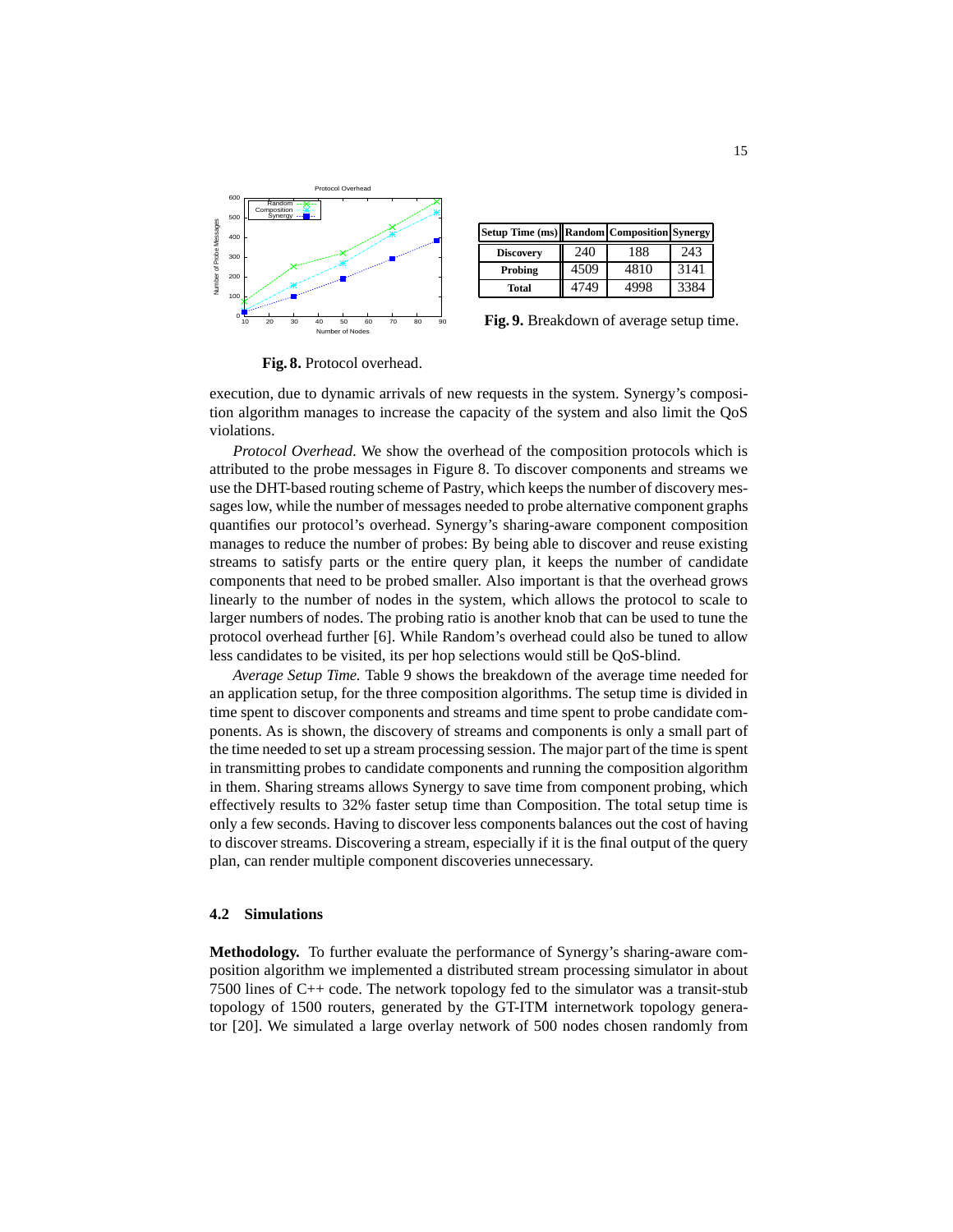Fig. 8. Protocol overhead.

| Setup Time (ms) | Random | Composition | Synergy |
|---|---|---|---|
| **Discovery** | 240 | 188 | 243 |
| **Probing** | 4509 | 4810 | 3141 |
| **Total** | 4749 | 4998 | 3384 |

**Fig. 9.** Breakdown of average setup time.

execution, due to dynamic arrivals of new requests in the system. Synergy's composition algorithm manages to increase the capacity of the system and also limit the QoS violations.

*Protocol Overhead.* We show the overhead of the composition protocols which is attributed to the probe messages in Figure 8. To discover components and streams we use the DHT-based routing scheme of Pastry, which keeps the number of discovery messages low, while the number of messages needed to probe alternative component graphs quantifies our protocol's overhead. Synergy's sharing-aware component composition manages to reduce the number of probes: By being able to discover and reuse existing streams to satisfy parts or the entire query plan, it keeps the number of candidate components that need to be probed smaller. Also important is that the overhead grows linearly to the number of nodes in the system, which allows the protocol to scale to larger numbers of nodes. The probing ratio is another knob that can be used to tune the protocol overhead further [6]. While Random's overhead could also be tuned to allow less candidates to be visited, its per hop selections would still be QoS-blind.

*Average Setup Time.* Table 9 shows the breakdown of the average time needed for an application setup, for the three composition algorithms. The setup time is divided in time spent to discover components and streams and time spent to probe candidate components. As is shown, the discovery of streams and components is only a small part of the time needed to set up a stream processing session. The major part of the time is spent in transmitting probes to candidate components and running the composition algorithm in them. Sharing streams allows Synergy to save time from component probing, which effectively results to 32% faster setup time than Composition. The total setup time is only a few seconds. Having to discover less components balances out the cost of having to discover streams. Discovering a stream, especially if it is the final output of the query plan, can render multiple component discoveries unnecessary.

### 4.2 Simulations

**Methodology.** To further evaluate the performance of Synergy's sharing-aware composition algorithm we implemented a distributed stream processing simulator in about 7500 lines of C++ code. The network topology fed to the simulator was a transit-stub topology of 1500 routers, generated by the GT-ITM internetwork topology generator [20]. We simulated a large overlay network of 500 nodes chosen randomly from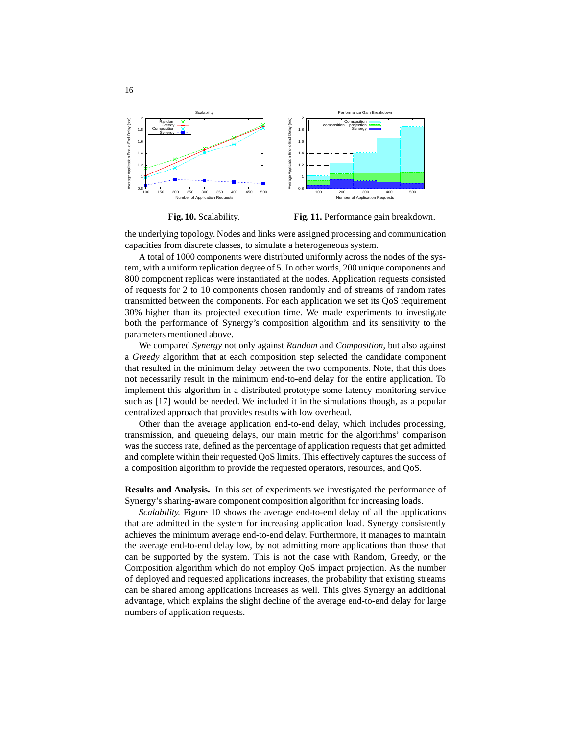Fig. 10. Scalability.

Fig. 11. Performance gain breakdown.

the underlying topology. Nodes and links were assigned processing and communication capacities from discrete classes, to simulate a heterogeneous system.

A total of 1000 components were distributed uniformly across the nodes of the system, with a uniform replication degree of 5. In other words, 200 unique components and 800 component replicas were instantiated at the nodes. Application requests consisted of requests for 2 to 10 components chosen randomly and of streams of random rates transmitted between the components. For each application we set its QoS requirement 30% higher than its projected execution time. We made experiments to investigate both the performance of Synergy's composition algorithm and its sensitivity to the parameters mentioned above.

We compared *Synergy* not only against *Random* and *Composition*, but also against a *Greedy* algorithm that at each composition step selected the candidate component that resulted in the minimum delay between the two components. Note, that this does not necessarily result in the minimum end-to-end delay for the entire application. To implement this algorithm in a distributed prototype some latency monitoring service such as [17] would be needed. We included it in the simulations though, as a popular centralized approach that provides results with low overhead.

Other than the average application end-to-end delay, which includes processing, transmission, and queueing delays, our main metric for the algorithms' comparison was the success rate, defined as the percentage of application requests that get admitted and complete within their requested QoS limits. This effectively captures the success of a composition algorithm to provide the requested operators, resources, and QoS.

**Results and Analysis.** In this set of experiments we investigated the performance of Synergy's sharing-aware component composition algorithm for increasing loads.

*Scalability.* Figure 10 shows the average end-to-end delay of all the applications that are admitted in the system for increasing application load. Synergy consistently achieves the minimum average end-to-end delay. Furthermore, it manages to maintain the average end-to-end delay low, by not admitting more applications than those that can be supported by the system. This is not the case with Random, Greedy, or the Composition algorithm which do not employ QoS impact projection. As the number of deployed and requested applications increases, the probability that existing streams can be shared among applications increases as well. This gives Synergy an additional advantage, which explains the slight decline of the average end-to-end delay for large numbers of application requests.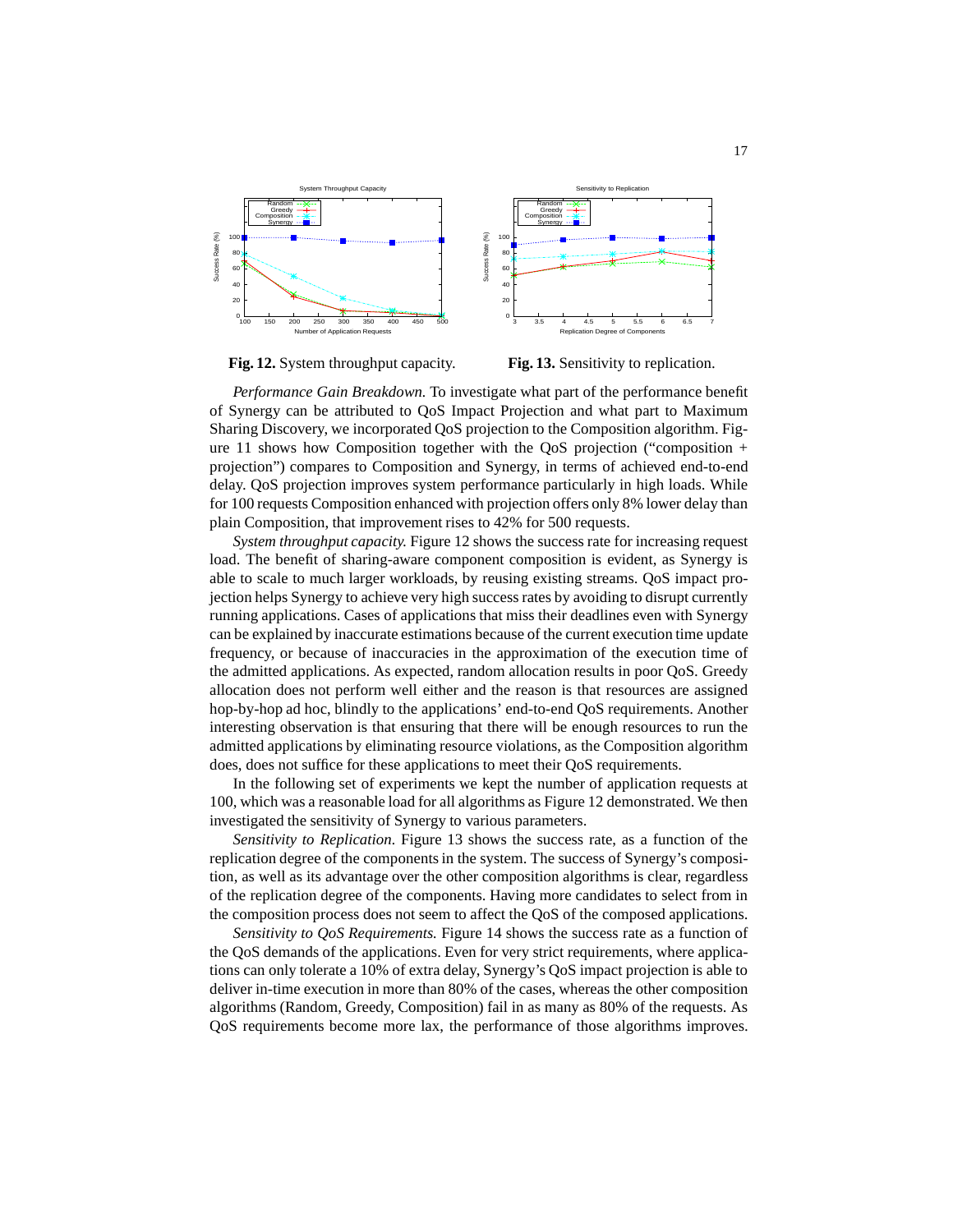System Throughput Capacity

Random
Greedy
Composition
Synergy

Success Rate (%)

0
20
40
60
80
100

100 150 200 250 300 350 400 450 500

Number of Application Requests

Sensitivity to Replication

Random
Greedy
Composition
Synergy

Success Rate (%)

0
20
40
60
80
100

3 3.5 4 4.5 5 5.5 6 6.5 7

Replication Degree of Components

**Fig. 12.** System throughput capacity.

**Fig. 13.** Sensitivity to replication.

*Performance Gain Breakdown.* To investigate what part of the performance benefit of Synergy can be attributed to QoS Impact Projection and what part to Maximum Sharing Discovery, we incorporated QoS projection to the Composition algorithm. Figure 11 shows how Composition together with the QoS projection ("composition + projection") compares to Composition and Synergy, in terms of achieved end-to-end delay. QoS projection improves system performance particularly in high loads. While for 100 requests Composition enhanced with projection offers only 8% lower delay than plain Composition, that improvement rises to 42% for 500 requests.

*System throughput capacity.* Figure 12 shows the success rate for increasing request load. The benefit of sharing-aware component composition is evident, as Synergy is able to scale to much larger workloads, by reusing existing streams. QoS impact projection helps Synergy to achieve very high success rates by avoiding to disrupt currently running applications. Cases of applications that miss their deadlines even with Synergy can be explained by inaccurate estimations because of the current execution time update frequency, or because of inaccuracies in the approximation of the execution time of the admitted applications. As expected, random allocation results in poor QoS. Greedy allocation does not perform well either and the reason is that resources are assigned hop-by-hop ad hoc, blindly to the applications' end-to-end QoS requirements. Another interesting observation is that ensuring that there will be enough resources to run the admitted applications by eliminating resource violations, as the Composition algorithm does, does not suffice for these applications to meet their QoS requirements.

In the following set of experiments we kept the number of application requests at 100, which was a reasonable load for all algorithms as Figure 12 demonstrated. We then investigated the sensitivity of Synergy to various parameters.

*Sensitivity to Replication.* Figure 13 shows the success rate, as a function of the replication degree of the components in the system. The success of Synergy's composition, as well as its advantage over the other composition algorithms is clear, regardless of the replication degree of the components. Having more candidates to select from in the composition process does not seem to affect the QoS of the composed applications.

*Sensitivity to QoS Requirements.* Figure 14 shows the success rate as a function of the QoS demands of the applications. Even for very strict requirements, where applications can only tolerate a 10% of extra delay, Synergy's QoS impact projection is able to deliver in-time execution in more than 80% of the cases, whereas the other composition algorithms (Random, Greedy, Composition) fail in as many as 80% of the requests. As QoS requirements become more lax, the performance of those algorithms improves.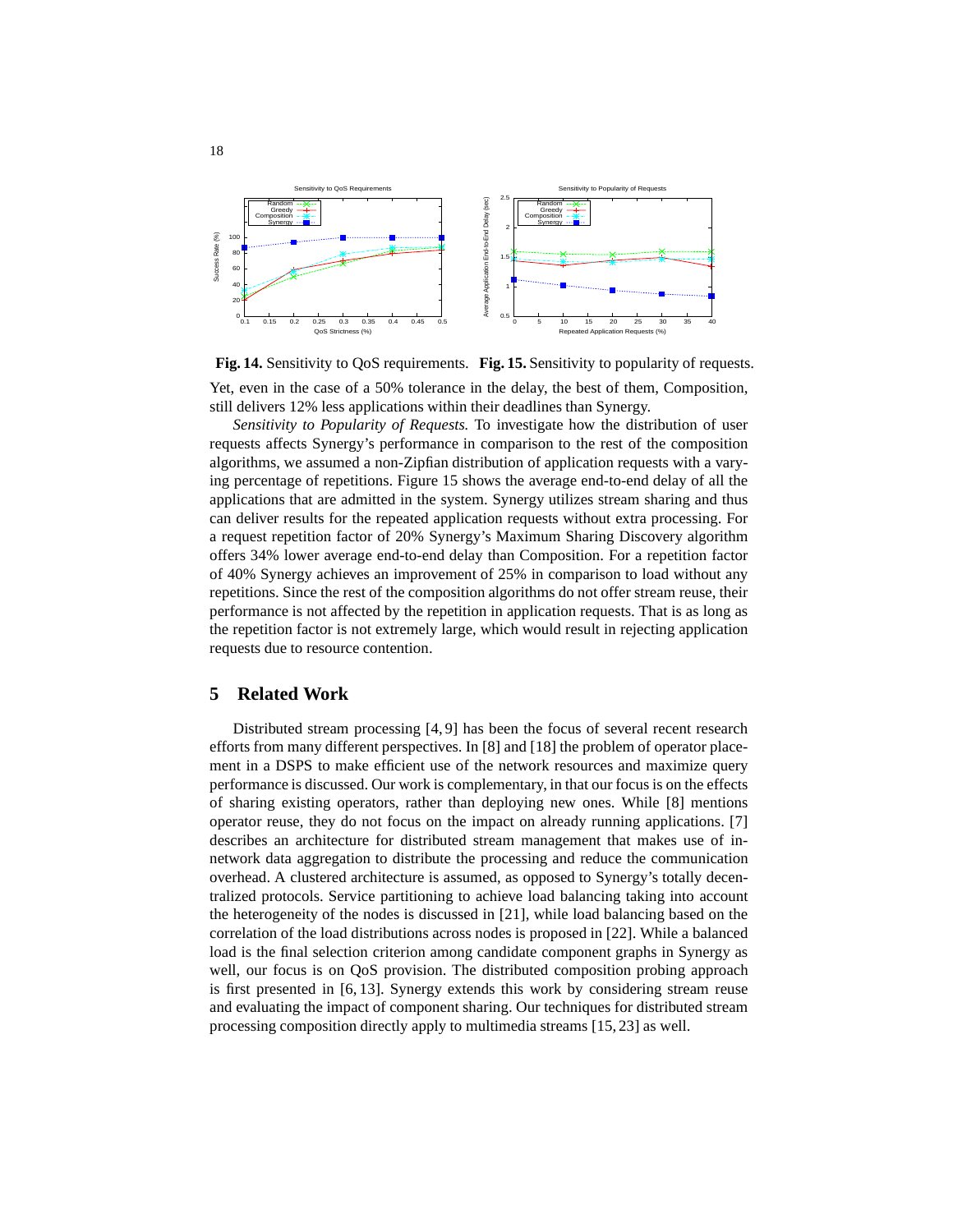**Fig. 14.** Sensitivity to QoS requirements. **Fig. 15.** Sensitivity to popularity of requests.

Yet, even in the case of a 50% tolerance in the delay, the best of them, Composition, still delivers 12% less applications within their deadlines than Synergy.

*Sensitivity to Popularity of Requests.* To investigate how the distribution of user requests affects Synergy's performance in comparison to the rest of the composition algorithms, we assumed a non-Zipfian distribution of application requests with a varying percentage of repetitions. Figure 15 shows the average end-to-end delay of all the applications that are admitted in the system. Synergy utilizes stream sharing and thus can deliver results for the repeated application requests without extra processing. For a request repetition factor of 20% Synergy's Maximum Sharing Discovery algorithm offers 34% lower average end-to-end delay than Composition. For a repetition factor of 40% Synergy achieves an improvement of 25% in comparison to load without any repetitions. Since the rest of the composition algorithms do not offer stream reuse, their performance is not affected by the repetition in application requests. That is as long as the repetition factor is not extremely large, which would result in rejecting application requests due to resource contention.

## 5 Related Work

Distributed stream processing [4, 9] has been the focus of several recent research efforts from many different perspectives. In [8] and [18] the problem of operator placement in a DSPS to make efficient use of the network resources and maximize query performance is discussed. Our work is complementary, in that our focus is on the effects of sharing existing operators, rather than deploying new ones. While [8] mentions operator reuse, they do not focus on the impact on already running applications. [7] describes an architecture for distributed stream management that makes use of in-network data aggregation to distribute the processing and reduce the communication overhead. A clustered architecture is assumed, as opposed to Synergy's totally decentralized protocols. Service partitioning to achieve load balancing taking into account the heterogeneity of the nodes is discussed in [21], while load balancing based on the correlation of the load distributions across nodes is proposed in [22]. While a balanced load is the final selection criterion among candidate component graphs in Synergy as well, our focus is on QoS provision. The distributed composition probing approach is first presented in [6, 13]. Synergy extends this work by considering stream reuse and evaluating the impact of component sharing. Our techniques for distributed stream processing composition directly apply to multimedia streams [15, 23] as well.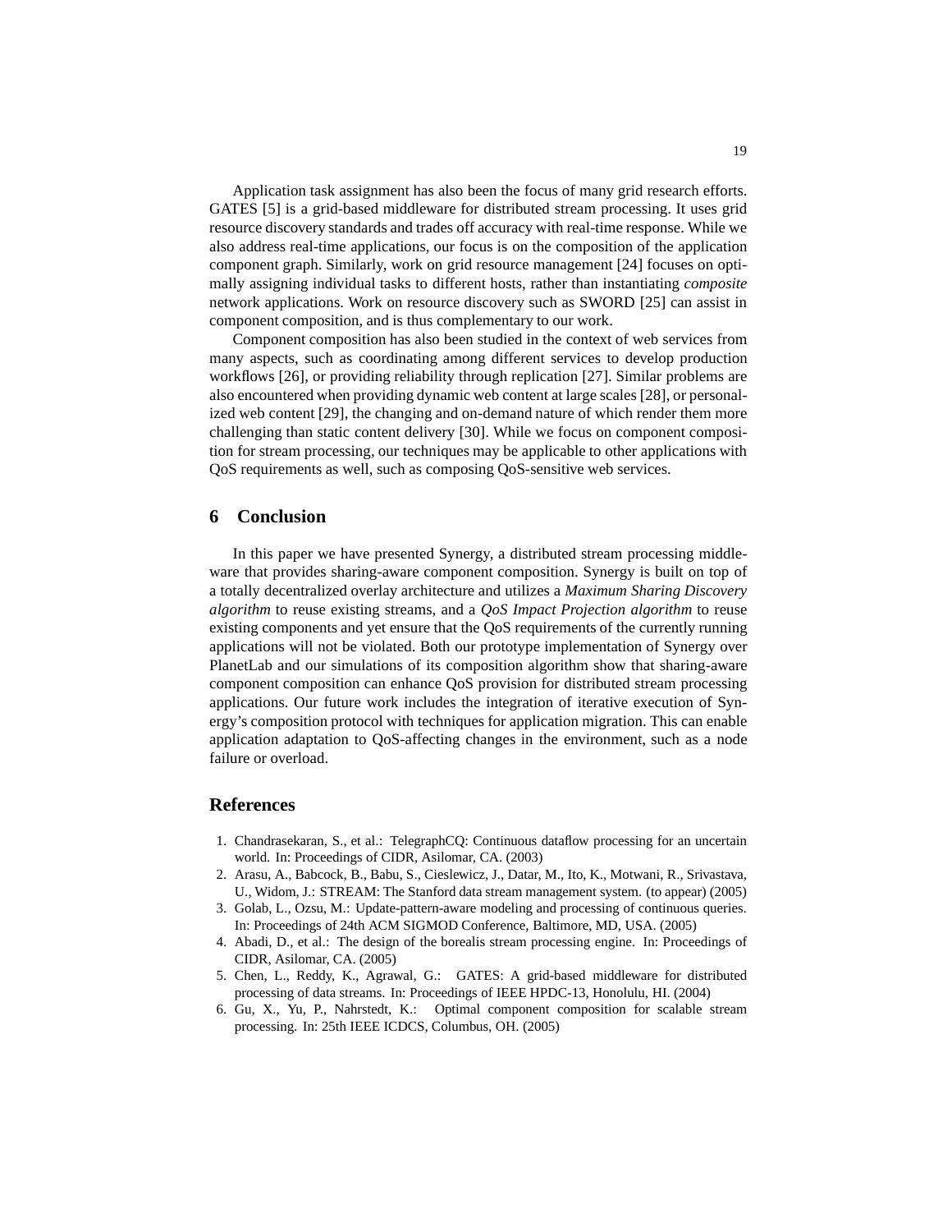Application task assignment has also been the focus of many grid research efforts. GATES [5] is a grid-based middleware for distributed stream processing. It uses grid resource discovery standards and trades off accuracy with real-time response. While we also address real-time applications, our focus is on the composition of the application component graph. Similarly, work on grid resource management [24] focuses on optimally assigning individual tasks to different hosts, rather than instantiating *composite* network applications. Work on resource discovery such as SWORD [25] can assist in component composition, and is thus complementary to our work.

Component composition has also been studied in the context of web services from many aspects, such as coordinating among different services to develop production workflows [26], or providing reliability through replication [27]. Similar problems are also encountered when providing dynamic web content at large scales [28], or personalized web content [29], the changing and on-demand nature of which render them more challenging than static content delivery [30]. While we focus on component composition for stream processing, our techniques may be applicable to other applications with QoS requirements as well, such as composing QoS-sensitive web services.

## 6 Conclusion

In this paper we have presented Synergy, a distributed stream processing middleware that provides sharing-aware component composition. Synergy is built on top of a totally decentralized overlay architecture and utilizes a *Maximum Sharing Discovery algorithm* to reuse existing streams, and a *QoS Impact Projection algorithm* to reuse existing components and yet ensure that the QoS requirements of the currently running applications will not be violated. Both our prototype implementation of Synergy over PlanetLab and our simulations of its composition algorithm show that sharing-aware component composition can enhance QoS provision for distributed stream processing applications. Our future work includes the integration of iterative execution of Synergy's composition protocol with techniques for application migration. This can enable application adaptation to QoS-affecting changes in the environment, such as a node failure or overload.

## References

1. Chandrasekaran, S., et al.: TelegraphCQ: Continuous dataflow processing for an uncertain world. In: Proceedings of CIDR, Asilomar, CA. (2003)
2. Arasu, A., Babcock, B., Babu, S., Cieslewicz, J., Datar, M., Ito, K., Motwani, R., Srivastava, U., Widom, J.: STREAM: The Stanford data stream management system. (to appear) (2005)
3. Golab, L., Ozsu, M.: Update-pattern-aware modeling and processing of continuous queries. In: Proceedings of 24th ACM SIGMOD Conference, Baltimore, MD, USA. (2005)
4. Abadi, D., et al.: The design of the borealis stream processing engine. In: Proceedings of CIDR, Asilomar, CA. (2005)
5. Chen, L., Reddy, K., Agrawal, G.: GATES: A grid-based middleware for distributed processing of data streams. In: Proceedings of IEEE HPDC-13, Honolulu, HI. (2004)
6. Gu, X., Yu, P., Nahrstedt, K.: Optimal component composition for scalable stream processing. In: 25th IEEE ICDCS, Columbus, OH. (2005)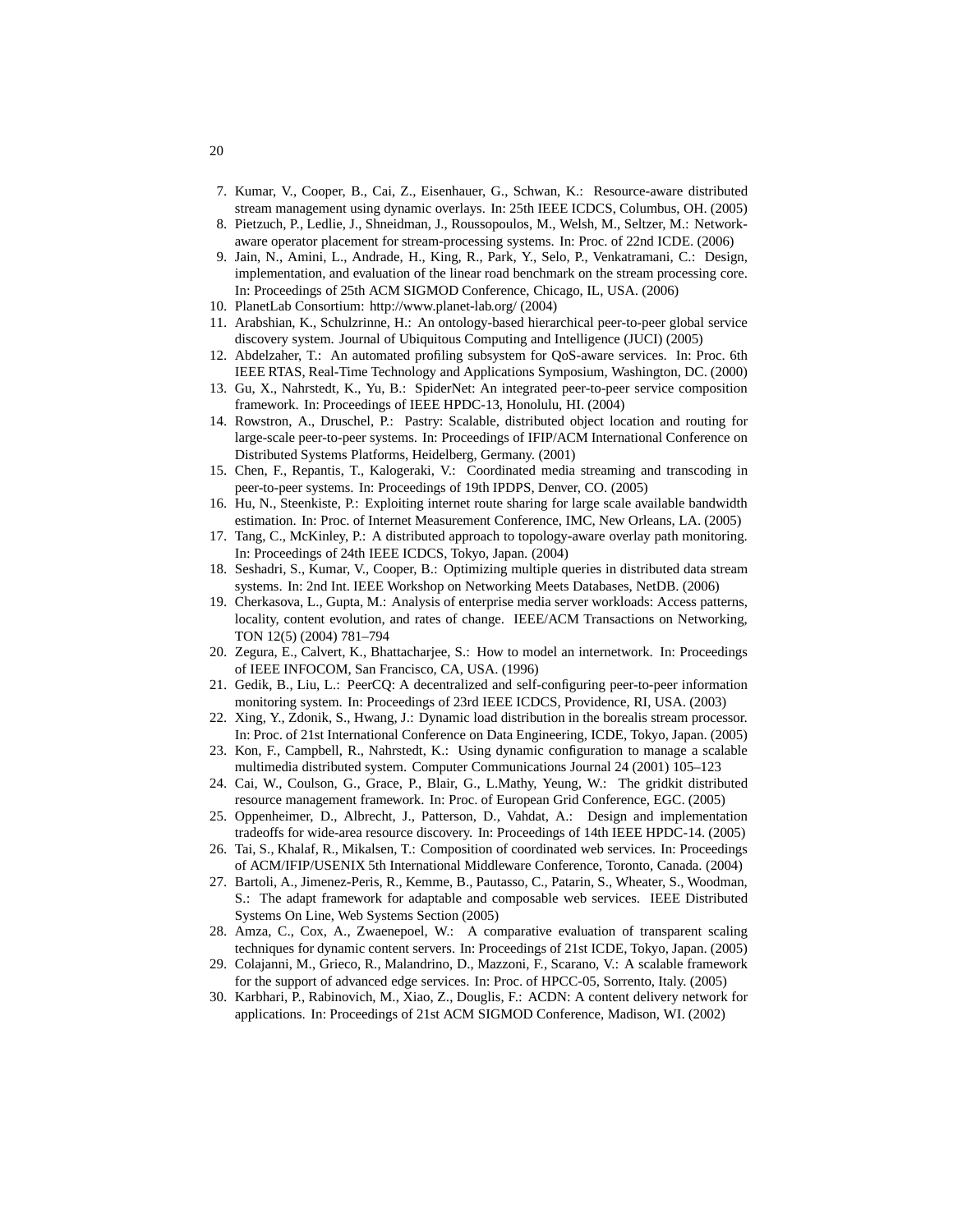7. Kumar, V., Cooper, B., Cai, Z., Eisenhauer, G., Schwan, K.: Resource-aware distributed stream management using dynamic overlays. In: 25th IEEE ICDCS, Columbus, OH. (2005)
8. Pietzuch, P., Ledlie, J., Shneidman, J., Roussopoulos, M., Welsh, M., Seltzer, M.: Network-aware operator placement for stream-processing systems. In: Proc. of 22nd ICDE. (2006)
9. Jain, N., Amini, L., Andrade, H., King, R., Park, Y., Selo, P., Venkatramani, C.: Design, implementation, and evaluation of the linear road benchmark on the stream processing core. In: Proceedings of 25th ACM SIGMOD Conference, Chicago, IL, USA. (2006)
10. PlanetLab Consortium: http://www.planet-lab.org/ (2004)
11. Arabshian, K., Schulzrinne, H.: An ontology-based hierarchical peer-to-peer global service discovery system. Journal of Ubiquitous Computing and Intelligence (JUCI) (2005)
12. Abdelzaher, T.: An automated profiling subsystem for QoS-aware services. In: Proc. 6th IEEE RTAS, Real-Time Technology and Applications Symposium, Washington, DC. (2000)
13. Gu, X., Nahrstedt, K., Yu, B.: SpiderNet: An integrated peer-to-peer service composition framework. In: Proceedings of IEEE HPDC-13, Honolulu, HI. (2004)
14. Rowstron, A., Druschel, P.: Pastry: Scalable, distributed object location and routing for large-scale peer-to-peer systems. In: Proceedings of IFIP/ACM International Conference on Distributed Systems Platforms, Heidelberg, Germany. (2001)
15. Chen, F., Repantis, T., Kalogeraki, V.: Coordinated media streaming and transcoding in peer-to-peer systems. In: Proceedings of 19th IPDPS, Denver, CO. (2005)
16. Hu, N., Steenkiste, P.: Exploiting internet route sharing for large scale available bandwidth estimation. In: Proc. of Internet Measurement Conference, IMC, New Orleans, LA. (2005)
17. Tang, C., McKinley, P.: A distributed approach to topology-aware overlay path monitoring. In: Proceedings of 24th IEEE ICDCS, Tokyo, Japan. (2004)
18. Seshadri, S., Kumar, V., Cooper, B.: Optimizing multiple queries in distributed data stream systems. In: 2nd Int. IEEE Workshop on Networking Meets Databases, NetDB. (2006)
19. Cherkasova, L., Gupta, M.: Analysis of enterprise media server workloads: Access patterns, locality, content evolution, and rates of change. IEEE/ACM Transactions on Networking, TON 12(5) (2004) 781–794
20. Zegura, E., Calvert, K., Bhattacharjee, S.: How to model an internetwork. In: Proceedings of IEEE INFOCOM, San Francisco, CA, USA. (1996)
21. Gedik, B., Liu, L.: PeerCQ: A decentralized and self-configuring peer-to-peer information monitoring system. In: Proceedings of 23rd IEEE ICDCS, Providence, RI, USA. (2003)
22. Xing, Y., Zdonik, S., Hwang, J.: Dynamic load distribution in the borealis stream processor. In: Proc. of 21st International Conference on Data Engineering, ICDE, Tokyo, Japan. (2005)
23. Kon, F., Campbell, R., Nahrstedt, K.: Using dynamic configuration to manage a scalable multimedia distributed system. Computer Communications Journal 24 (2001) 105–123
24. Cai, W., Coulson, G., Grace, P., Blair, G., L.Mathy, Yeung, W.: The gridkit distributed resource management framework. In: Proc. of European Grid Conference, EGC. (2005)
25. Oppenheimer, D., Albrecht, J., Patterson, D., Vahdat, A.: Design and implementation tradeoffs for wide-area resource discovery. In: Proceedings of 14th IEEE HPDC-14. (2005)
26. Tai, S., Khalaf, R., Mikalsen, T.: Composition of coordinated web services. In: Proceedings of ACM/IFIP/USENIX 5th International Middleware Conference, Toronto, Canada. (2004)
27. Bartoli, A., Jimenez-Peris, R., Kemme, B., Pautasso, C., Patarin, S., Wheater, S., Woodman, S.: The adapt framework for adaptable and composable web services. IEEE Distributed Systems On Line, Web Systems Section (2005)
28. Amza, C., Cox, A., Zwaenepoel, W.: A comparative evaluation of transparent scaling techniques for dynamic content servers. In: Proceedings of 21st ICDE, Tokyo, Japan. (2005)
29. Colajanni, M., Grieco, R., Malandrino, D., Mazzoni, F., Scarano, V.: A scalable framework for the support of advanced edge services. In: Proc. of HPCC-05, Sorrento, Italy. (2005)
30. Karbhari, P., Rabinovich, M., Xiao, Z., Douglis, F.: ACDN: A content delivery network for applications. In: Proceedings of 21st ACM SIGMOD Conference, Madison, WI. (2002)